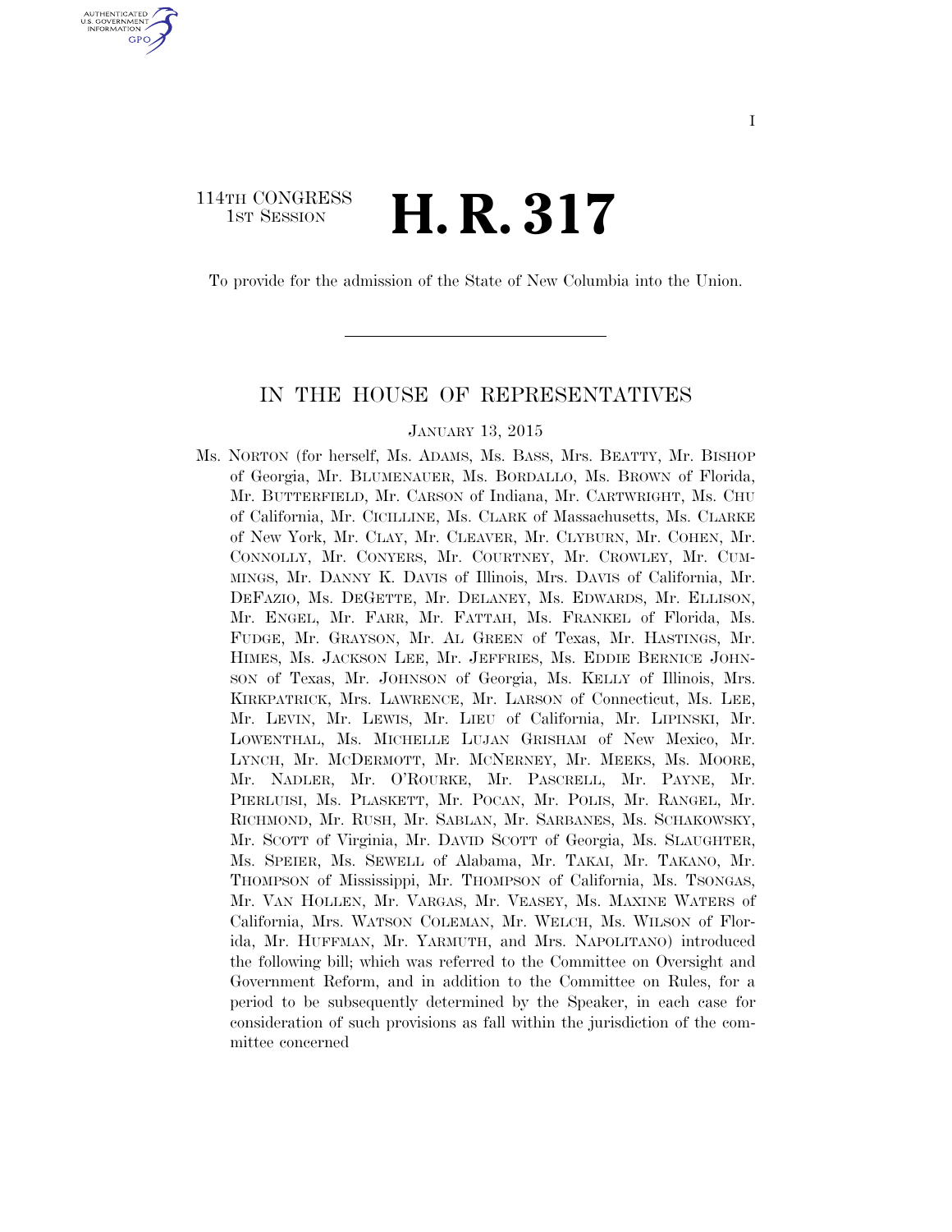I

114TH CONGRESS
1ST SESSION

# H. R. 317

To provide for the admission of the State of New Columbia into the Union.

## IN THE HOUSE OF REPRESENTATIVES

JANUARY 13, 2015

Ms. NORTON (for herself, Ms. ADAMS, Ms. BASS, Mrs. BEATTY, Mr. BISHOP of Georgia, Mr. BLUMENAUER, Ms. BORDALLO, Ms. BROWN of Florida, Mr. BUTTERFIELD, Mr. CARSON of Indiana, Mr. CARTWRIGHT, Ms. CHU of California, Mr. CICILLINE, Ms. CLARK of Massachusetts, Ms. CLARKE of New York, Mr. CLAY, Mr. CLEAVER, Mr. CLYBURN, Mr. COHEN, Mr. CONNOLLY, Mr. CONYERS, Mr. COURTNEY, Mr. CROWLEY, Mr. CUMMINGS, Mr. DANNY K. DAVIS of Illinois, Mrs. DAVIS of California, Mr. DEFAZIO, Ms. DEGETTE, Mr. DELANEY, Ms. EDWARDS, Mr. ELLISON, Mr. ENGEL, Mr. FARR, Mr. FATTAH, Ms. FRANKEL of Florida, Ms. FUDGE, Mr. GRAYSON, Mr. AL GREEN of Texas, Mr. HASTINGS, Mr. HIMES, Ms. JACKSON LEE, Mr. JEFFRIES, Ms. EDDIE BERNICE JOHNSON of Texas, Mr. JOHNSON of Georgia, Ms. KELLY of Illinois, Mrs. KIRKPATRICK, Mrs. LAWRENCE, Mr. LARSON of Connecticut, Ms. LEE, Mr. LEVIN, Mr. LEWIS, Mr. LIEU of California, Mr. LIPINSKI, Mr. LOWENTHAL, Ms. MICHELLE LUJAN GRISHAM of New Mexico, Mr. LYNCH, Mr. MCDERMOTT, Mr. MCNERNEY, Mr. MEEKS, Ms. MOORE, Mr. NADLER, Mr. O'ROURKE, Mr. PASCRELL, Mr. PAYNE, Mr. PIERLUISI, Ms. PLASKETT, Mr. POCAN, Mr. POLIS, Mr. RANGEL, Mr. RICHMOND, Mr. RUSH, Mr. SABLAN, Mr. SARBANES, Ms. SCHAKOWSKY, Mr. SCOTT of Virginia, Mr. DAVID SCOTT of Georgia, Ms. SLAUGHTER, Ms. SPEIER, Ms. SEWELL of Alabama, Mr. TAKAI, Mr. TAKANO, Mr. THOMPSON of Mississippi, Mr. THOMPSON of California, Ms. TSONGAS, Mr. VAN HOLLEN, Mr. VARGAS, Mr. VEASEY, Ms. MAXINE WATERS of California, Mrs. WATSON COLEMAN, Mr. WELCH, Ms. WILSON of Florida, Mr. HUFFMAN, Mr. YARMUTH, and Mrs. NAPOLITANO) introduced the following bill; which was referred to the Committee on Oversight and Government Reform, and in addition to the Committee on Rules, for a period to be subsequently determined by the Speaker, in each case for consideration of such provisions as fall within the jurisdiction of the committee concerned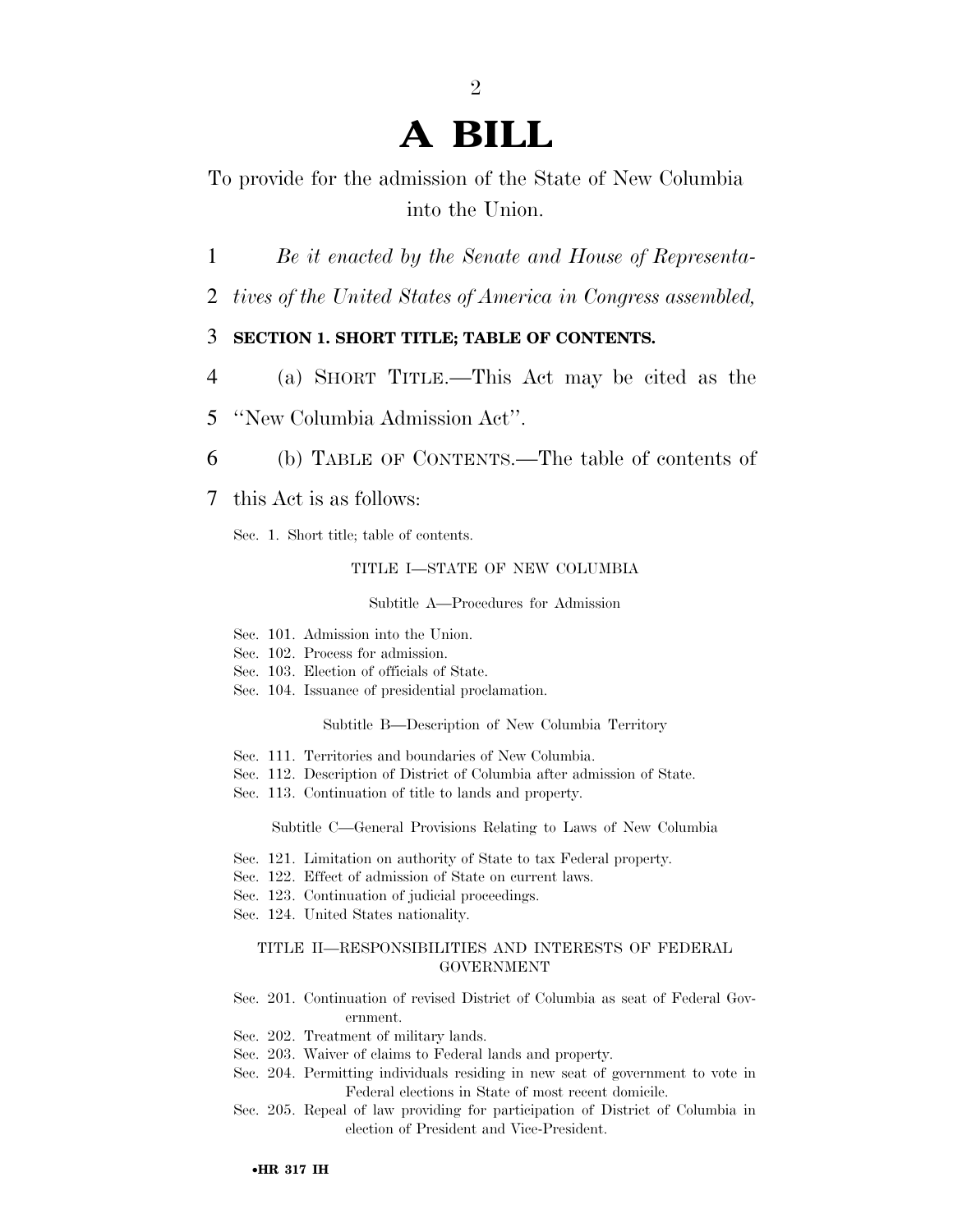# A BILL

To provide for the admission of the State of New Columbia into the Union.

*Be it enacted by the Senate and House of Representatives of the United States of America in Congress assembled,*

**SECTION 1. SHORT TITLE; TABLE OF CONTENTS.**

(a) SHORT TITLE.—This Act may be cited as the ''New Columbia Admission Act''.

(b) TABLE OF CONTENTS.—The table of contents of this Act is as follows:

Sec. 1. Short title; table of contents.

TITLE I—STATE OF NEW COLUMBIA

Subtitle A—Procedures for Admission

Sec. 101. Admission into the Union.
Sec. 102. Process for admission.
Sec. 103. Election of officials of State.
Sec. 104. Issuance of presidential proclamation.

Subtitle B—Description of New Columbia Territory

Sec. 111. Territories and boundaries of New Columbia.
Sec. 112. Description of District of Columbia after admission of State.
Sec. 113. Continuation of title to lands and property.

Subtitle C—General Provisions Relating to Laws of New Columbia

Sec. 121. Limitation on authority of State to tax Federal property.
Sec. 122. Effect of admission of State on current laws.
Sec. 123. Continuation of judicial proceedings.
Sec. 124. United States nationality.

TITLE II—RESPONSIBILITIES AND INTERESTS OF FEDERAL GOVERNMENT

Sec. 201. Continuation of revised District of Columbia as seat of Federal Government.
Sec. 202. Treatment of military lands.
Sec. 203. Waiver of claims to Federal lands and property.
Sec. 204. Permitting individuals residing in new seat of government to vote in Federal elections in State of most recent domicile.
Sec. 205. Repeal of law providing for participation of District of Columbia in election of President and Vice-President.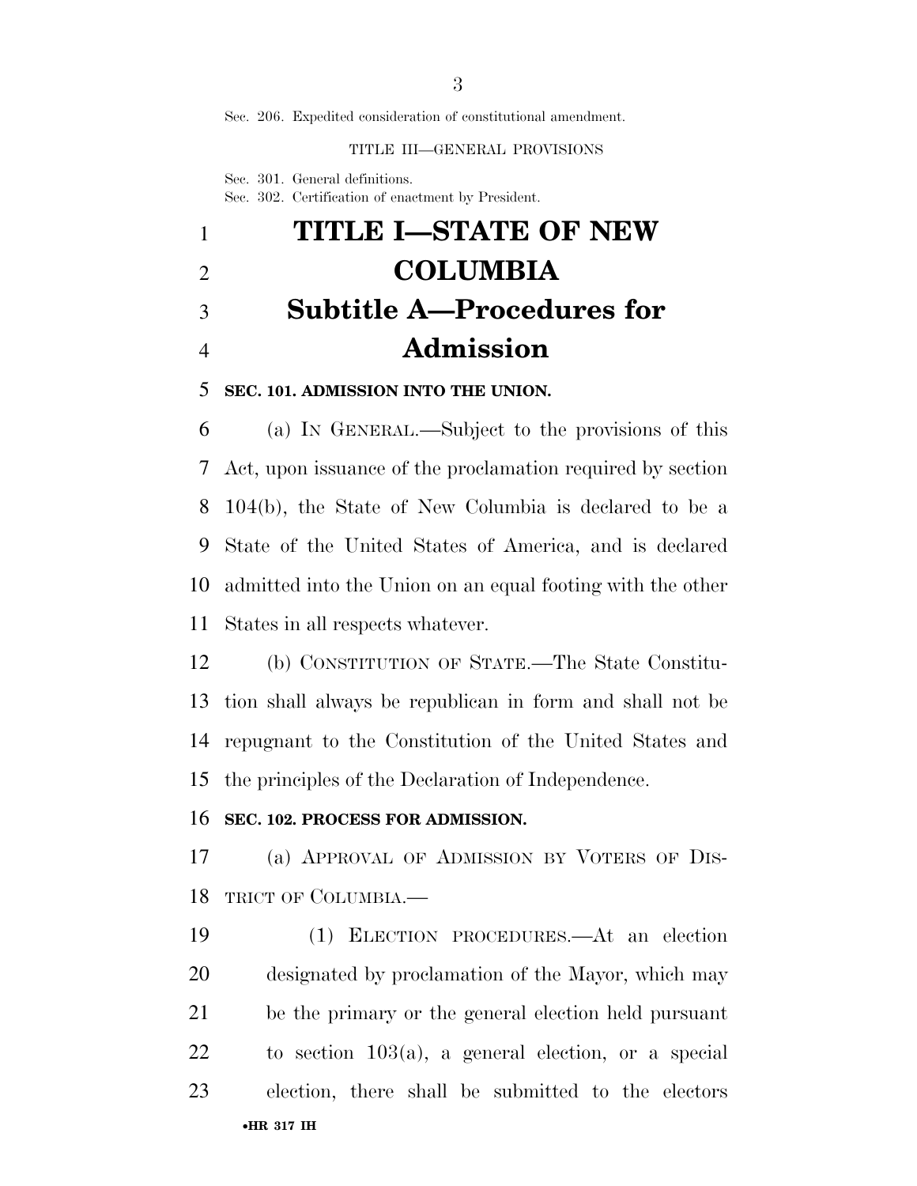Sec. 206. Expedited consideration of constitutional amendment.

TITLE III—GENERAL PROVISIONS

Sec. 301. General definitions.
Sec. 302. Certification of enactment by President.

# TITLE I—STATE OF NEW COLUMBIA

## Subtitle A—Procedures for Admission

### SEC. 101. ADMISSION INTO THE UNION.

(a) IN GENERAL.—Subject to the provisions of this Act, upon issuance of the proclamation required by section 104(b), the State of New Columbia is declared to be a State of the United States of America, and is declared admitted into the Union on an equal footing with the other States in all respects whatever.

(b) CONSTITUTION OF STATE.—The State Constitution shall always be republican in form and shall not be repugnant to the Constitution of the United States and the principles of the Declaration of Independence.

### SEC. 102. PROCESS FOR ADMISSION.

(a) APPROVAL OF ADMISSION BY VOTERS OF DISTRICT OF COLUMBIA.—

(1) ELECTION PROCEDURES.—At an election designated by proclamation of the Mayor, which may be the primary or the general election held pursuant to section 103(a), a general election, or a special election, there shall be submitted to the electors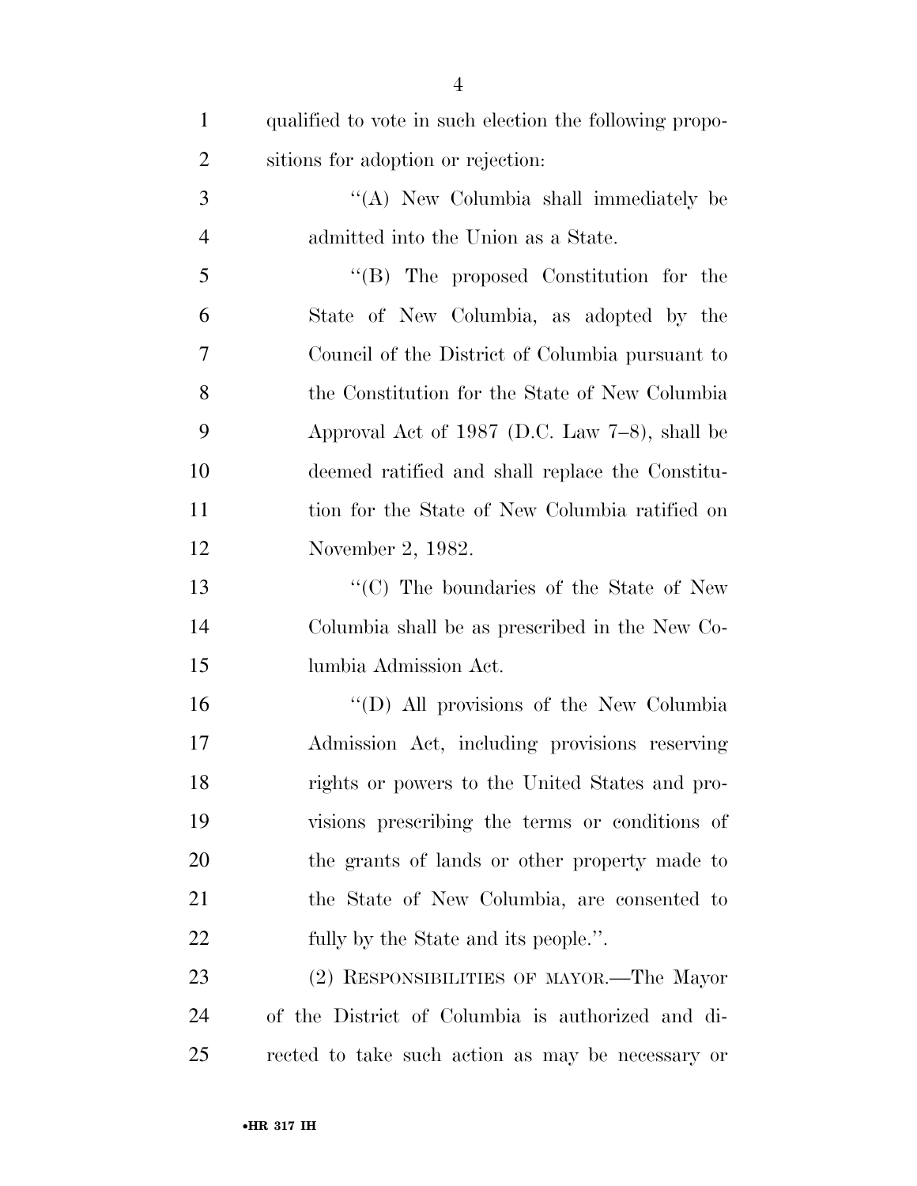qualified to vote in such election the following propositions for adoption or rejection:

"(A) New Columbia shall immediately be admitted into the Union as a State.

"(B) The proposed Constitution for the State of New Columbia, as adopted by the Council of the District of Columbia pursuant to the Constitution for the State of New Columbia Approval Act of 1987 (D.C. Law 7–8), shall be deemed ratified and shall replace the Constitution for the State of New Columbia ratified on November 2, 1982.

"(C) The boundaries of the State of New Columbia shall be as prescribed in the New Columbia Admission Act.

"(D) All provisions of the New Columbia Admission Act, including provisions reserving rights or powers to the United States and provisions prescribing the terms or conditions of the grants of lands or other property made to the State of New Columbia, are consented to fully by the State and its people.".

(2) RESPONSIBILITIES OF MAYOR.—The Mayor of the District of Columbia is authorized and directed to take such action as may be necessary or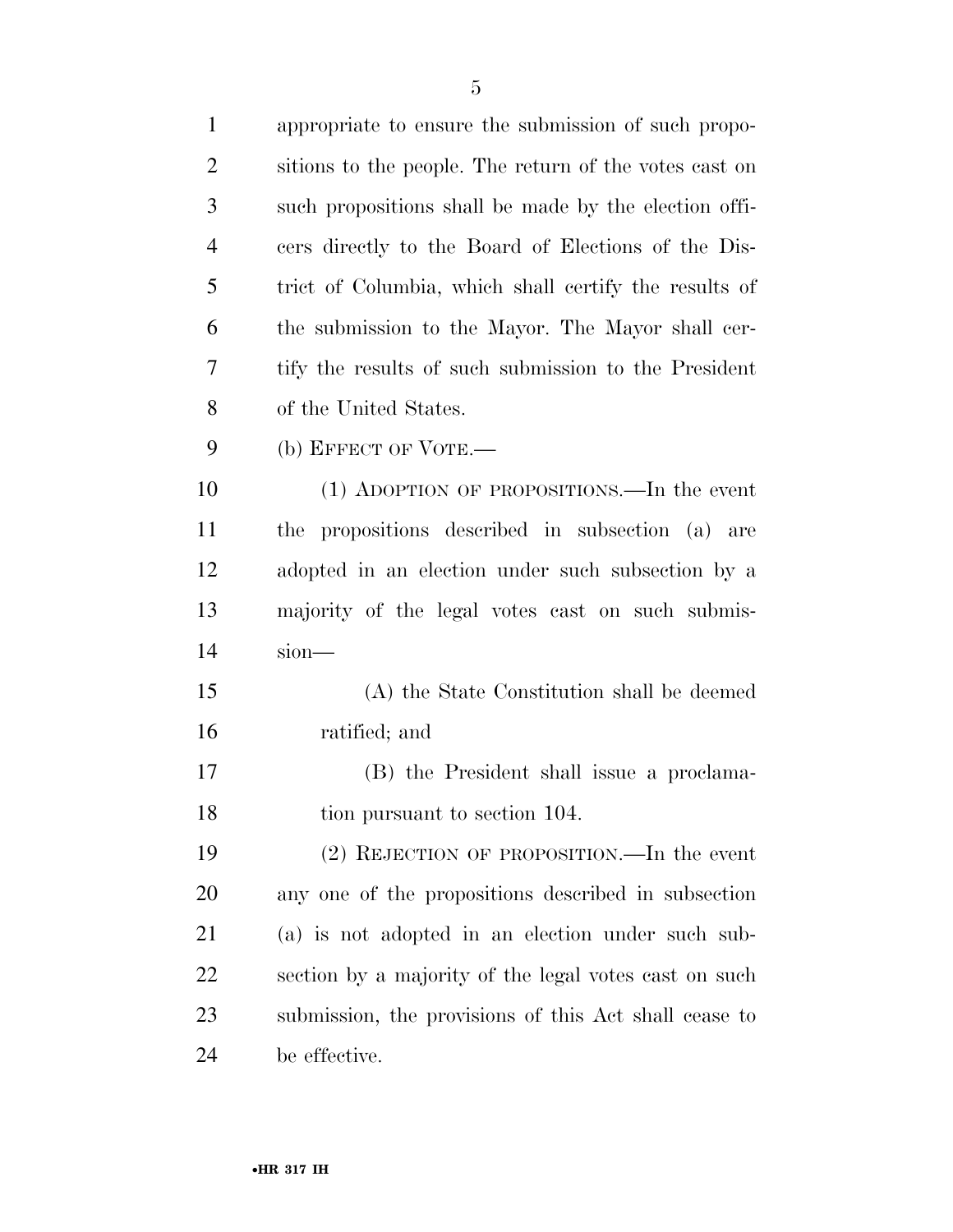appropriate to ensure the submission of such propositions to the people. The return of the votes cast on such propositions shall be made by the election officers directly to the Board of Elections of the District of Columbia, which shall certify the results of the submission to the Mayor. The Mayor shall certify the results of such submission to the President of the United States.

(b) EFFECT OF VOTE.—

(1) ADOPTION OF PROPOSITIONS.—In the event the propositions described in subsection (a) are adopted in an election under such subsection by a majority of the legal votes cast on such submission—

(A) the State Constitution shall be deemed ratified; and

(B) the President shall issue a proclamation pursuant to section 104.

(2) REJECTION OF PROPOSITION.—In the event any one of the propositions described in subsection (a) is not adopted in an election under such subsection by a majority of the legal votes cast on such submission, the provisions of this Act shall cease to be effective.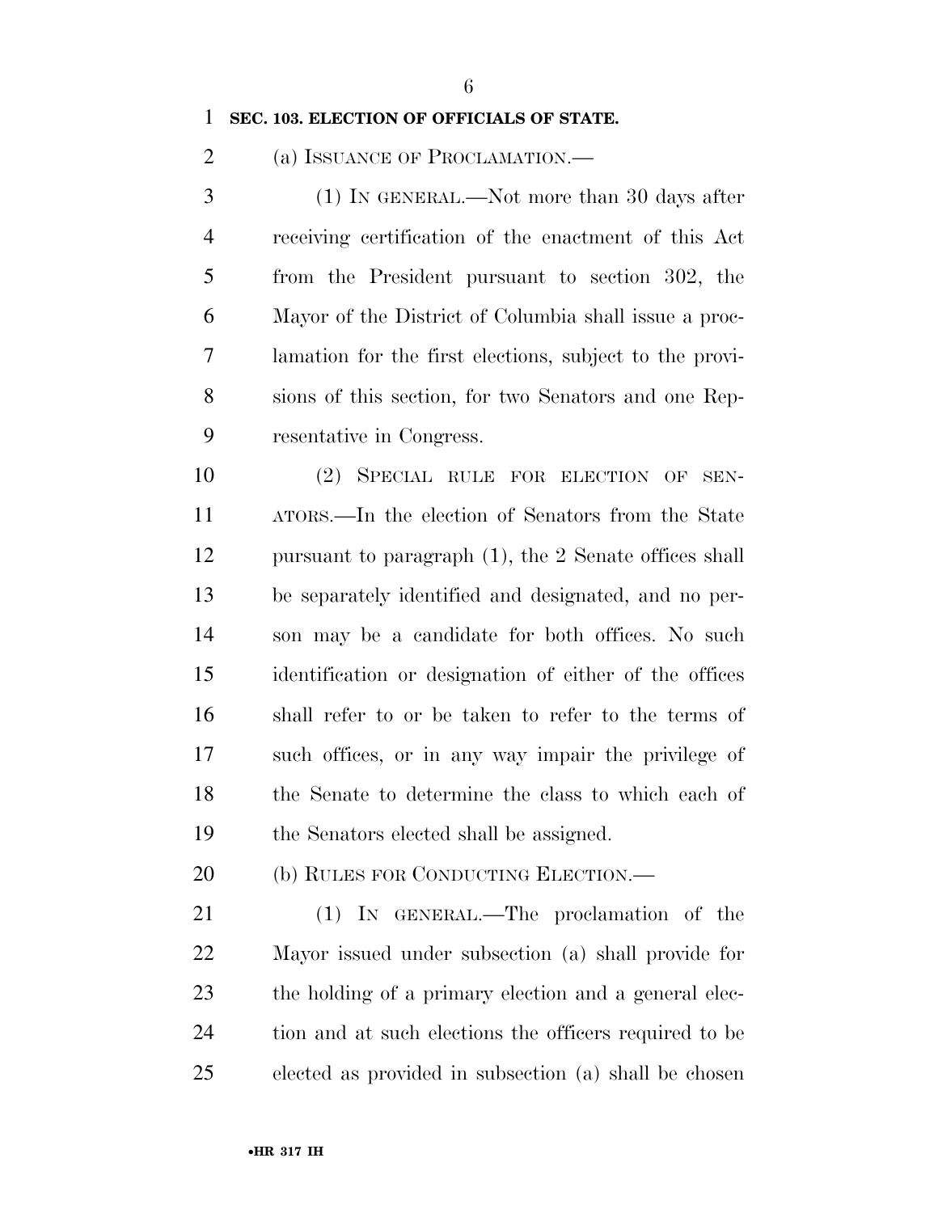**SEC. 103. ELECTION OF OFFICIALS OF STATE.**

(a) ISSUANCE OF PROCLAMATION.—

(1) IN GENERAL.—Not more than 30 days after receiving certification of the enactment of this Act from the President pursuant to section 302, the Mayor of the District of Columbia shall issue a proclamation for the first elections, subject to the provisions of this section, for two Senators and one Representative in Congress.

(2) SPECIAL RULE FOR ELECTION OF SENATORS.—In the election of Senators from the State pursuant to paragraph (1), the 2 Senate offices shall be separately identified and designated, and no person may be a candidate for both offices. No such identification or designation of either of the offices shall refer to or be taken to refer to the terms of such offices, or in any way impair the privilege of the Senate to determine the class to which each of the Senators elected shall be assigned.

(b) RULES FOR CONDUCTING ELECTION.—

(1) IN GENERAL.—The proclamation of the Mayor issued under subsection (a) shall provide for the holding of a primary election and a general election and at such elections the officers required to be elected as provided in subsection (a) shall be chosen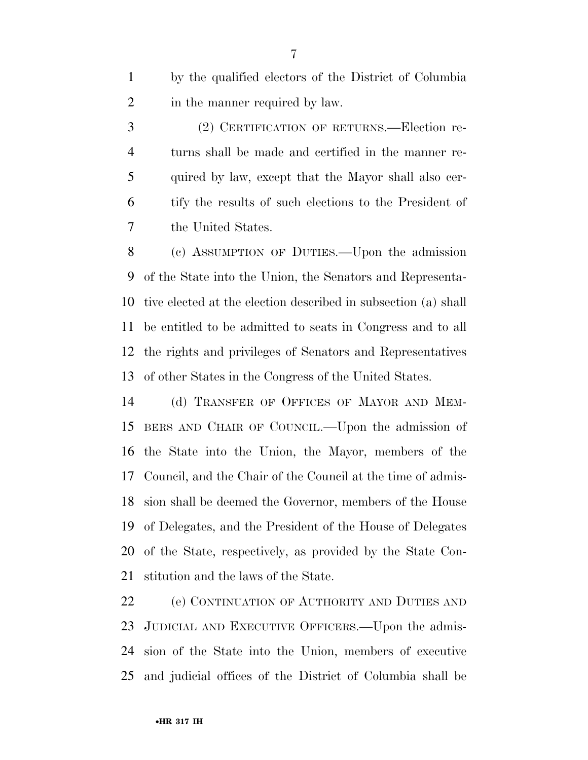by the qualified electors of the District of Columbia in the manner required by law.

(2) CERTIFICATION OF RETURNS.—Election returns shall be made and certified in the manner required by law, except that the Mayor shall also certify the results of such elections to the President of the United States.

(c) ASSUMPTION OF DUTIES.—Upon the admission of the State into the Union, the Senators and Representative elected at the election described in subsection (a) shall be entitled to be admitted to seats in Congress and to all the rights and privileges of Senators and Representatives of other States in the Congress of the United States.

(d) TRANSFER OF OFFICES OF MAYOR AND MEMBERS AND CHAIR OF COUNCIL.—Upon the admission of the State into the Union, the Mayor, members of the Council, and the Chair of the Council at the time of admission shall be deemed the Governor, members of the House of Delegates, and the President of the House of Delegates of the State, respectively, as provided by the State Constitution and the laws of the State.

(e) CONTINUATION OF AUTHORITY AND DUTIES AND JUDICIAL AND EXECUTIVE OFFICERS.—Upon the admission of the State into the Union, members of executive and judicial offices of the District of Columbia shall be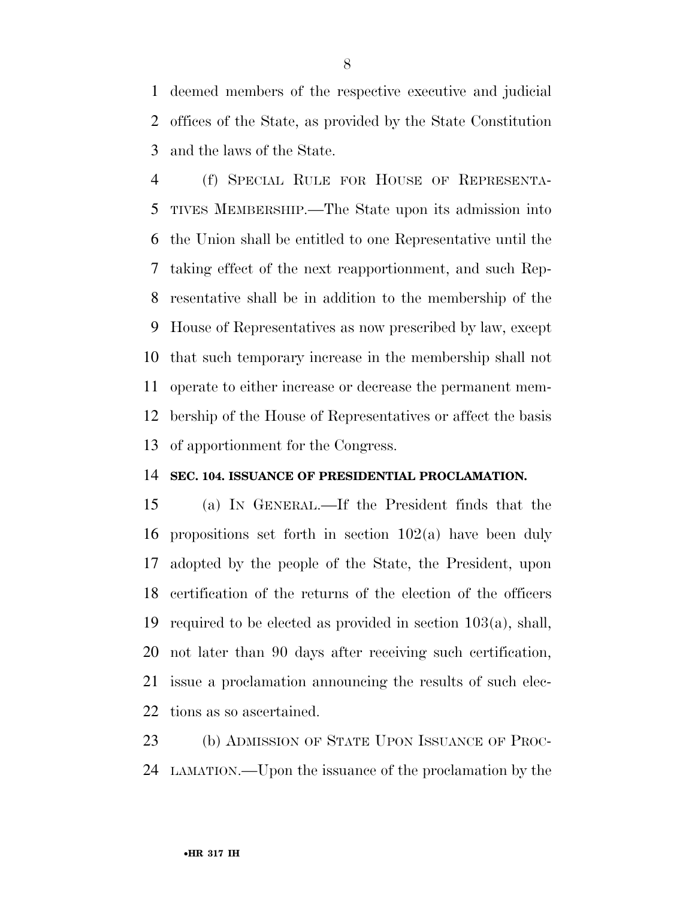deemed members of the respective executive and judicial offices of the State, as provided by the State Constitution and the laws of the State.

(f) SPECIAL RULE FOR HOUSE OF REPRESENTATIVES MEMBERSHIP.—The State upon its admission into the Union shall be entitled to one Representative until the taking effect of the next reapportionment, and such Representative shall be in addition to the membership of the House of Representatives as now prescribed by law, except that such temporary increase in the membership shall not operate to either increase or decrease the permanent membership of the House of Representatives or affect the basis of apportionment for the Congress.

**SEC. 104. ISSUANCE OF PRESIDENTIAL PROCLAMATION.**

(a) IN GENERAL.—If the President finds that the propositions set forth in section 102(a) have been duly adopted by the people of the State, the President, upon certification of the returns of the election of the officers required to be elected as provided in section 103(a), shall, not later than 90 days after receiving such certification, issue a proclamation announcing the results of such elections as so ascertained.

(b) ADMISSION OF STATE UPON ISSUANCE OF PROCLAMATION.—Upon the issuance of the proclamation by the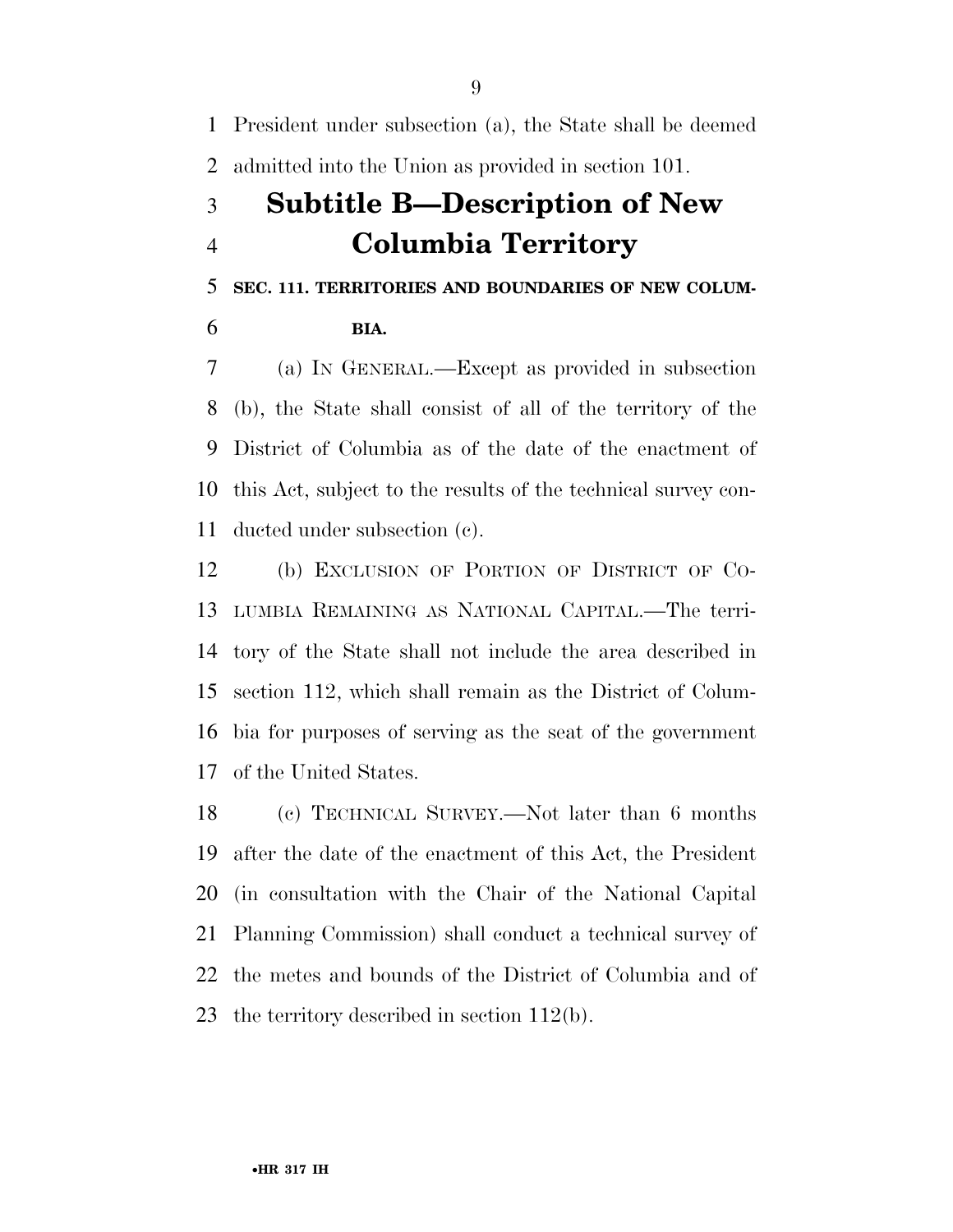President under subsection (a), the State shall be deemed admitted into the Union as provided in section 101.

## Subtitle B—Description of New Columbia Territory

### SEC. 111. TERRITORIES AND BOUNDARIES OF NEW COLUMBIA.

(a) IN GENERAL.—Except as provided in subsection (b), the State shall consist of all of the territory of the District of Columbia as of the date of the enactment of this Act, subject to the results of the technical survey conducted under subsection (c).

(b) EXCLUSION OF PORTION OF DISTRICT OF COLUMBIA REMAINING AS NATIONAL CAPITAL.—The territory of the State shall not include the area described in section 112, which shall remain as the District of Columbia for purposes of serving as the seat of the government of the United States.

(c) TECHNICAL SURVEY.—Not later than 6 months after the date of the enactment of this Act, the President (in consultation with the Chair of the National Capital Planning Commission) shall conduct a technical survey of the metes and bounds of the District of Columbia and of the territory described in section 112(b).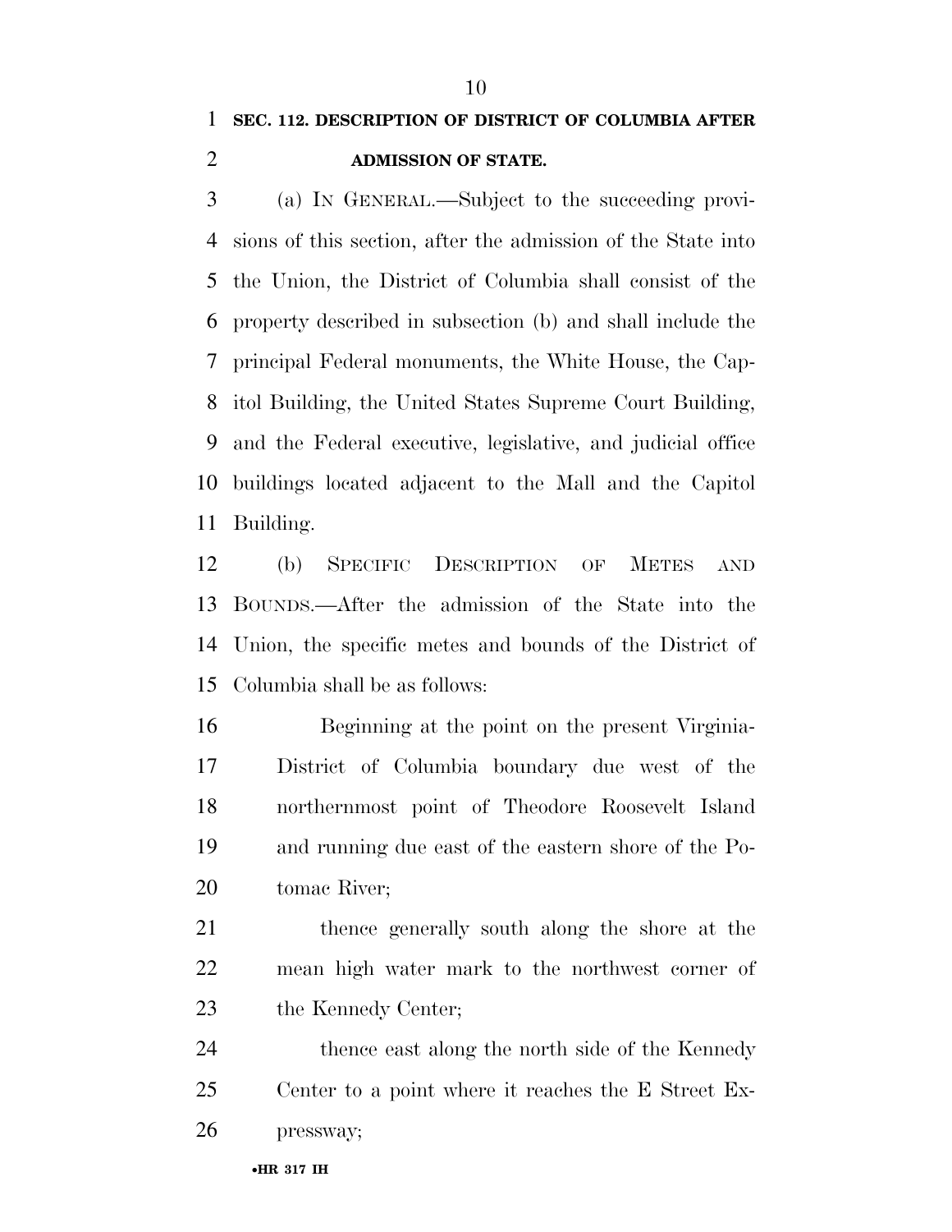**SEC. 112. DESCRIPTION OF DISTRICT OF COLUMBIA AFTER ADMISSION OF STATE.**

(a) IN GENERAL.—Subject to the succeeding provisions of this section, after the admission of the State into the Union, the District of Columbia shall consist of the property described in subsection (b) and shall include the principal Federal monuments, the White House, the Capitol Building, the United States Supreme Court Building, and the Federal executive, legislative, and judicial office buildings located adjacent to the Mall and the Capitol Building.

(b) SPECIFIC DESCRIPTION OF METES AND BOUNDS.—After the admission of the State into the Union, the specific metes and bounds of the District of Columbia shall be as follows:

> Beginning at the point on the present Virginia-District of Columbia boundary due west of the northernmost point of Theodore Roosevelt Island and running due east of the eastern shore of the Potomac River;
>
> thence generally south along the shore at the mean high water mark to the northwest corner of the Kennedy Center;
>
> thence east along the north side of the Kennedy Center to a point where it reaches the E Street Expressway;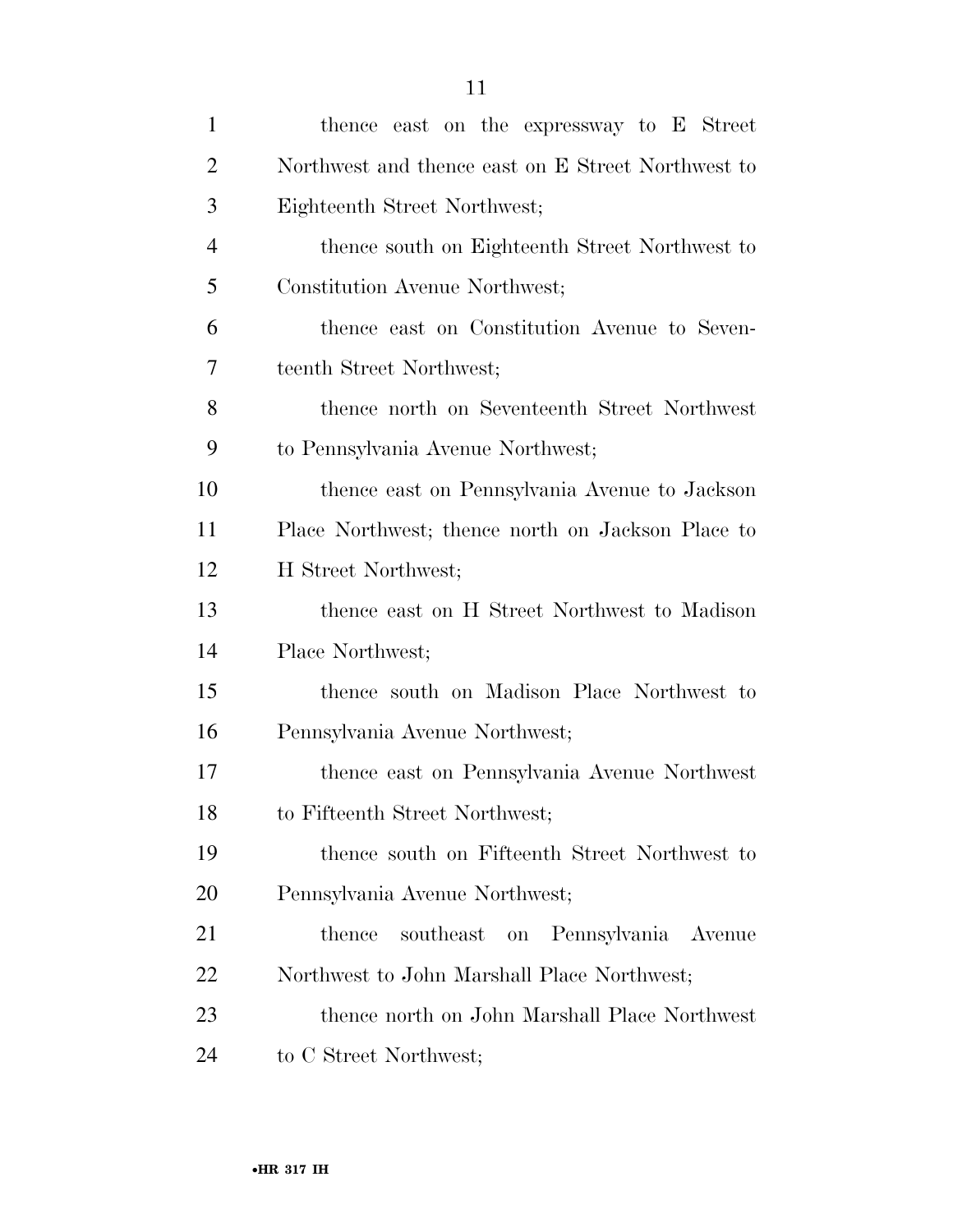thence east on the expressway to E Street Northwest and thence east on E Street Northwest to Eighteenth Street Northwest;

thence south on Eighteenth Street Northwest to Constitution Avenue Northwest;

thence east on Constitution Avenue to Seventeenth Street Northwest;

thence north on Seventeenth Street Northwest to Pennsylvania Avenue Northwest;

thence east on Pennsylvania Avenue to Jackson Place Northwest; thence north on Jackson Place to H Street Northwest;

thence east on H Street Northwest to Madison Place Northwest;

thence south on Madison Place Northwest to Pennsylvania Avenue Northwest;

thence east on Pennsylvania Avenue Northwest to Fifteenth Street Northwest;

thence south on Fifteenth Street Northwest to Pennsylvania Avenue Northwest;

thence southeast on Pennsylvania Avenue Northwest to John Marshall Place Northwest;

thence north on John Marshall Place Northwest to C Street Northwest;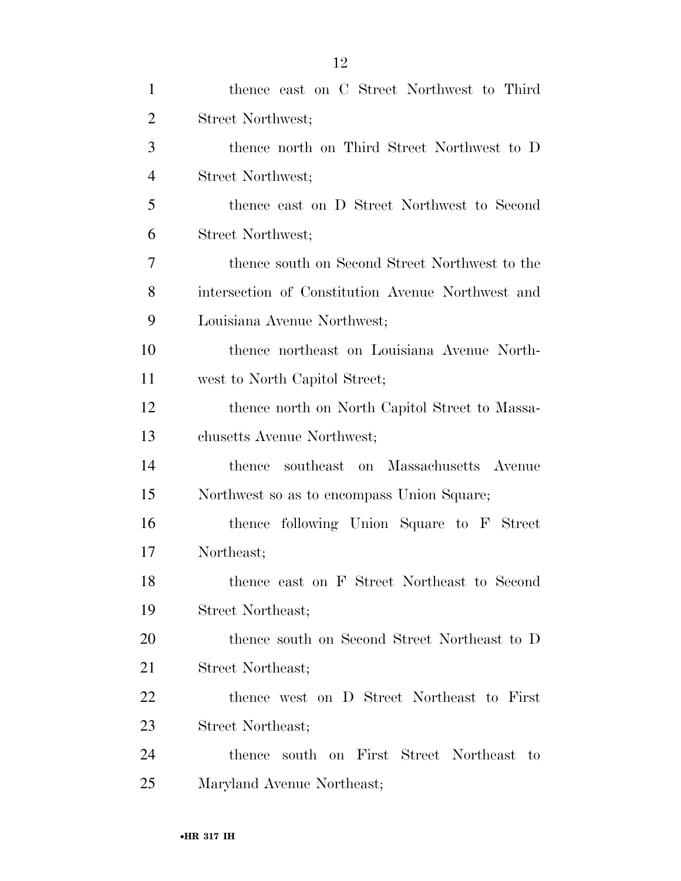thence east on C Street Northwest to Third Street Northwest;

thence north on Third Street Northwest to D Street Northwest;

thence east on D Street Northwest to Second Street Northwest;

thence south on Second Street Northwest to the intersection of Constitution Avenue Northwest and Louisiana Avenue Northwest;

thence northeast on Louisiana Avenue Northwest to North Capitol Street;

thence north on North Capitol Street to Massachusetts Avenue Northwest;

thence southeast on Massachusetts Avenue Northwest so as to encompass Union Square;

thence following Union Square to F Street Northeast;

thence east on F Street Northeast to Second Street Northeast;

thence south on Second Street Northeast to D Street Northeast;

thence west on D Street Northeast to First Street Northeast;

thence south on First Street Northeast to Maryland Avenue Northeast;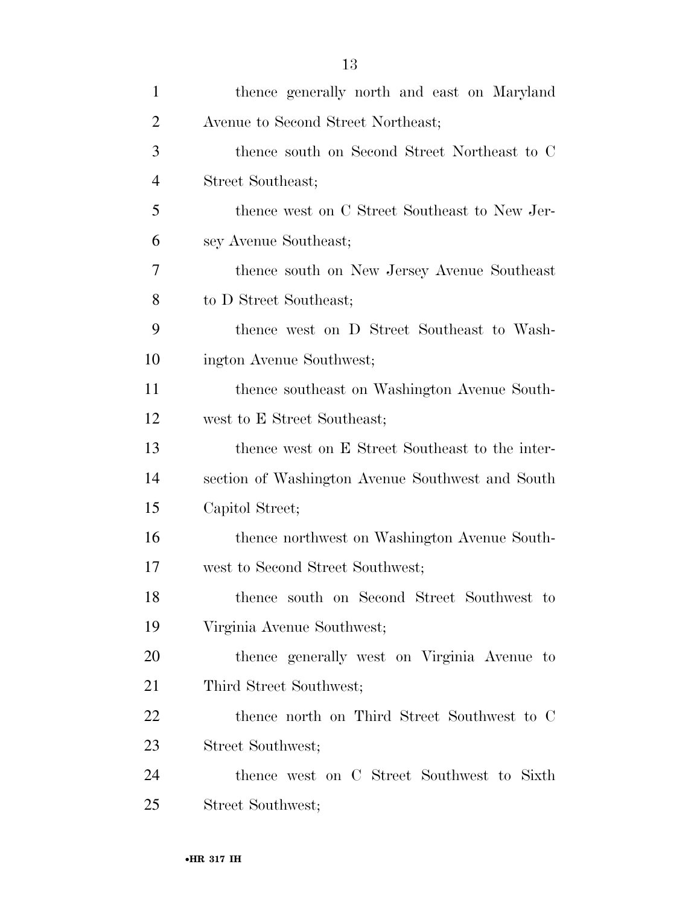thence generally north and east on Maryland Avenue to Second Street Northeast;

thence south on Second Street Northeast to C Street Southeast;

thence west on C Street Southeast to New Jersey Avenue Southeast;

thence south on New Jersey Avenue Southeast to D Street Southeast;

thence west on D Street Southeast to Washington Avenue Southwest;

thence southeast on Washington Avenue Southwest to E Street Southeast;

thence west on E Street Southeast to the intersection of Washington Avenue Southwest and South Capitol Street;

thence northwest on Washington Avenue Southwest to Second Street Southwest;

thence south on Second Street Southwest to Virginia Avenue Southwest;

thence generally west on Virginia Avenue to Third Street Southwest;

thence north on Third Street Southwest to C Street Southwest;

thence west on C Street Southwest to Sixth Street Southwest;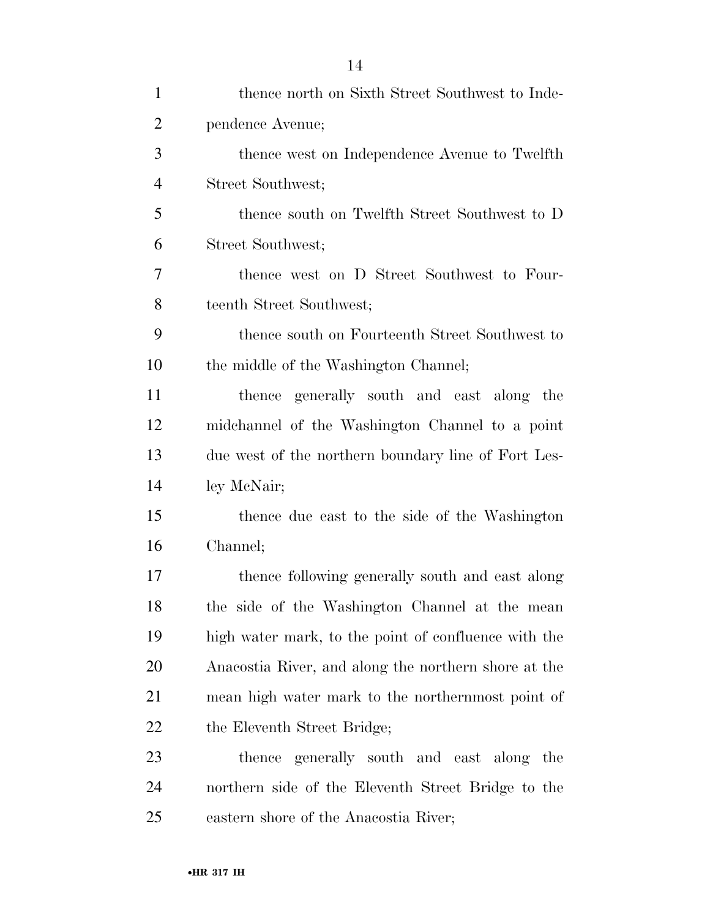thence north on Sixth Street Southwest to Independence Avenue;

thence west on Independence Avenue to Twelfth Street Southwest;

thence south on Twelfth Street Southwest to D Street Southwest;

thence west on D Street Southwest to Fourteenth Street Southwest;

thence south on Fourteenth Street Southwest to the middle of the Washington Channel;

thence generally south and east along the midchannel of the Washington Channel to a point due west of the northern boundary line of Fort Lesley McNair;

thence due east to the side of the Washington Channel;

thence following generally south and east along the side of the Washington Channel at the mean high water mark, to the point of confluence with the Anacostia River, and along the northern shore at the mean high water mark to the northernmost point of the Eleventh Street Bridge;

thence generally south and east along the northern side of the Eleventh Street Bridge to the eastern shore of the Anacostia River;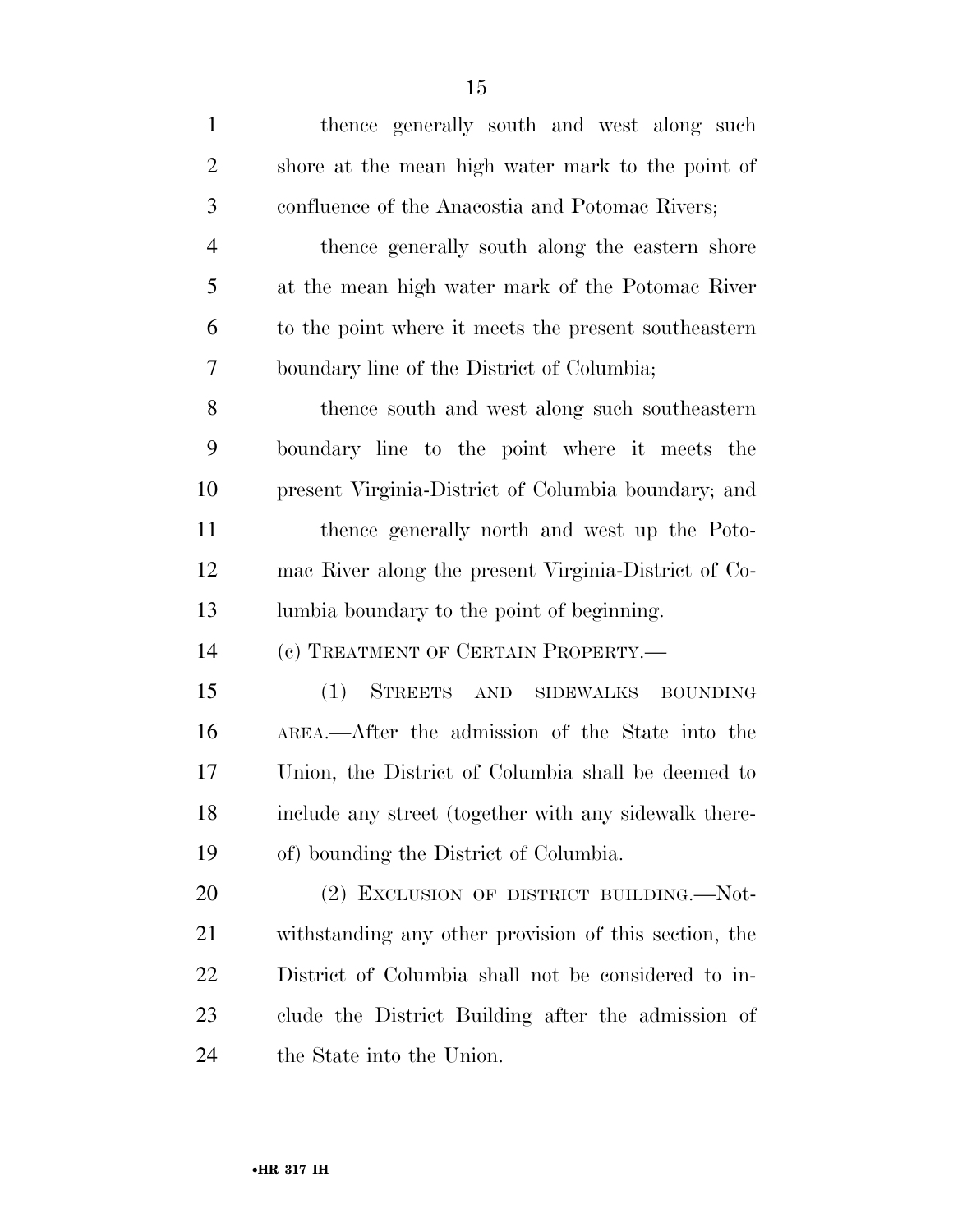thence generally south and west along such shore at the mean high water mark to the point of confluence of the Anacostia and Potomac Rivers;

thence generally south along the eastern shore at the mean high water mark of the Potomac River to the point where it meets the present southeastern boundary line of the District of Columbia;

thence south and west along such southeastern boundary line to the point where it meets the present Virginia-District of Columbia boundary; and

thence generally north and west up the Potomac River along the present Virginia-District of Columbia boundary to the point of beginning.

(c) TREATMENT OF CERTAIN PROPERTY.—

(1) STREETS AND SIDEWALKS BOUNDING AREA.—After the admission of the State into the Union, the District of Columbia shall be deemed to include any street (together with any sidewalk thereof) bounding the District of Columbia.

(2) EXCLUSION OF DISTRICT BUILDING.—Notwithstanding any other provision of this section, the District of Columbia shall not be considered to include the District Building after the admission of the State into the Union.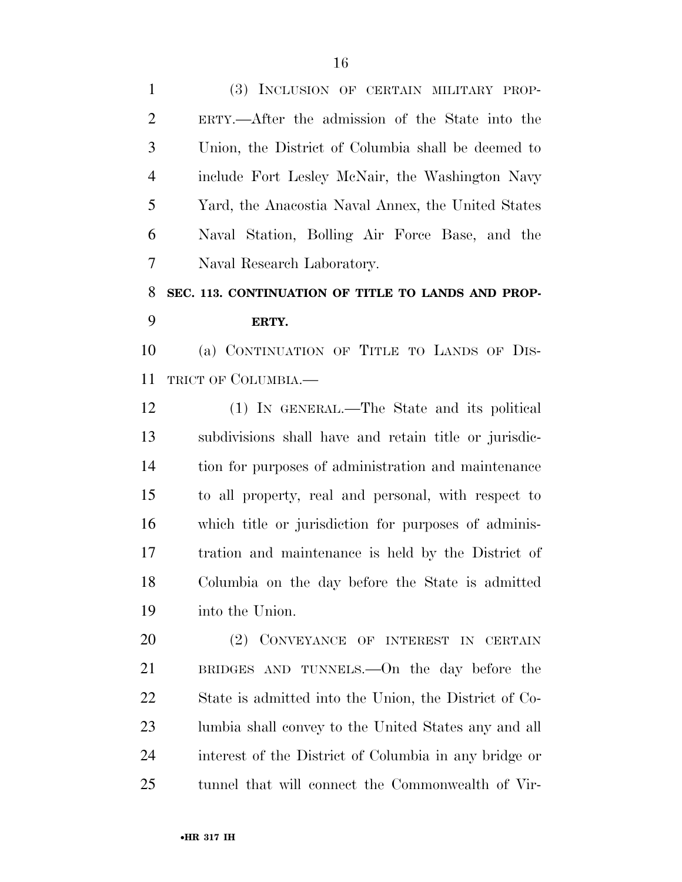(3) INCLUSION OF CERTAIN MILITARY PROPERTY.—After the admission of the State into the Union, the District of Columbia shall be deemed to include Fort Lesley McNair, the Washington Navy Yard, the Anacostia Naval Annex, the United States Naval Station, Bolling Air Force Base, and the Naval Research Laboratory.

**SEC. 113. CONTINUATION OF TITLE TO LANDS AND PROPERTY.**

(a) CONTINUATION OF TITLE TO LANDS OF DISTRICT OF COLUMBIA.—

(1) IN GENERAL.—The State and its political subdivisions shall have and retain title or jurisdiction for purposes of administration and maintenance to all property, real and personal, with respect to which title or jurisdiction for purposes of administration and maintenance is held by the District of Columbia on the day before the State is admitted into the Union.

(2) CONVEYANCE OF INTEREST IN CERTAIN BRIDGES AND TUNNELS.—On the day before the State is admitted into the Union, the District of Columbia shall convey to the United States any and all interest of the District of Columbia in any bridge or tunnel that will connect the Commonwealth of Vir-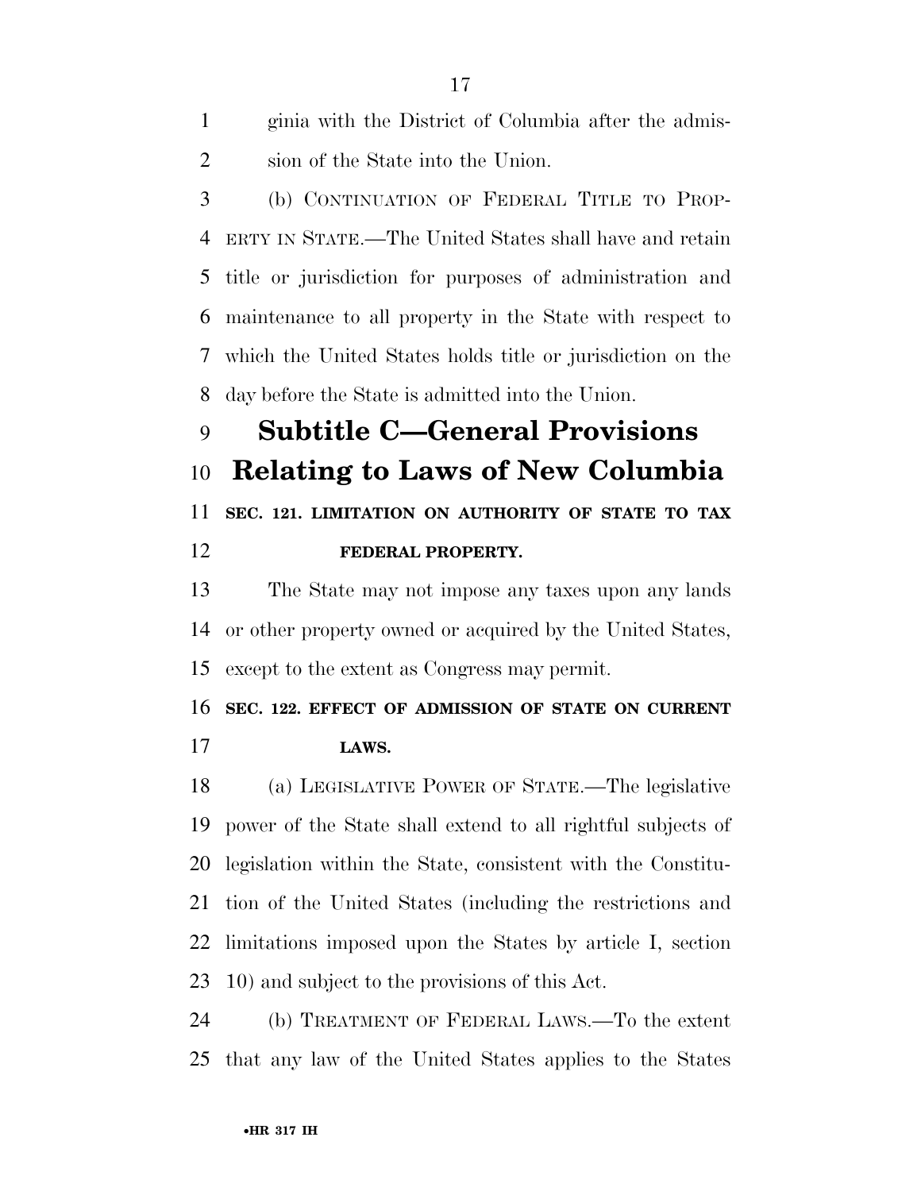ginia with the District of Columbia after the admission of the State into the Union.

(b) CONTINUATION OF FEDERAL TITLE TO PROPERTY IN STATE.—The United States shall have and retain title or jurisdiction for purposes of administration and maintenance to all property in the State with respect to which the United States holds title or jurisdiction on the day before the State is admitted into the Union.

## Subtitle C—General Provisions Relating to Laws of New Columbia

### SEC. 121. LIMITATION ON AUTHORITY OF STATE TO TAX FEDERAL PROPERTY.

The State may not impose any taxes upon any lands or other property owned or acquired by the United States, except to the extent as Congress may permit.

### SEC. 122. EFFECT OF ADMISSION OF STATE ON CURRENT LAWS.

(a) LEGISLATIVE POWER OF STATE.—The legislative power of the State shall extend to all rightful subjects of legislation within the State, consistent with the Constitution of the United States (including the restrictions and limitations imposed upon the States by article I, section 10) and subject to the provisions of this Act.

(b) TREATMENT OF FEDERAL LAWS.—To the extent that any law of the United States applies to the States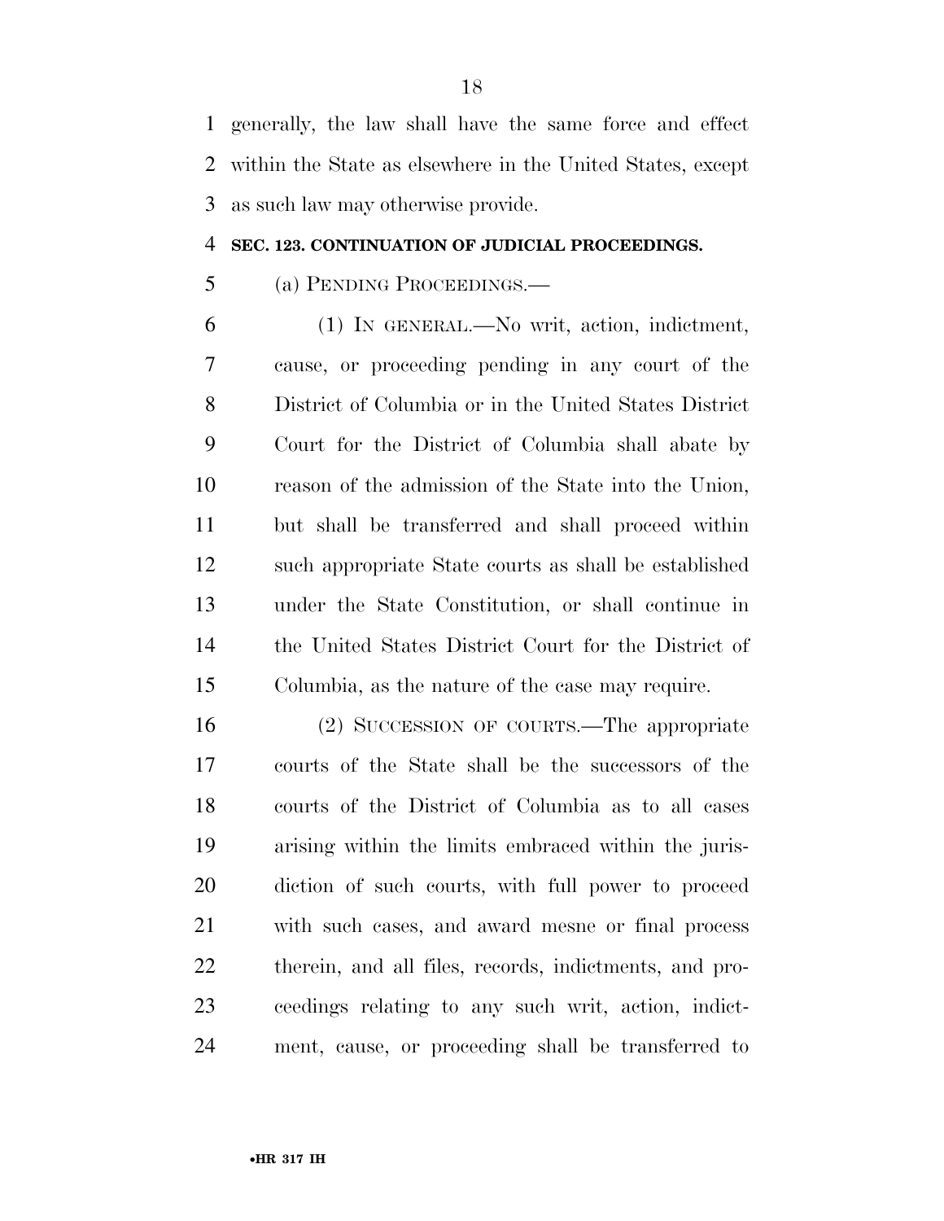generally, the law shall have the same force and effect within the State as elsewhere in the United States, except as such law may otherwise provide.

**SEC. 123. CONTINUATION OF JUDICIAL PROCEEDINGS.**

(a) PENDING PROCEEDINGS.—

(1) IN GENERAL.—No writ, action, indictment, cause, or proceeding pending in any court of the District of Columbia or in the United States District Court for the District of Columbia shall abate by reason of the admission of the State into the Union, but shall be transferred and shall proceed within such appropriate State courts as shall be established under the State Constitution, or shall continue in the United States District Court for the District of Columbia, as the nature of the case may require.

(2) SUCCESSION OF COURTS.—The appropriate courts of the State shall be the successors of the courts of the District of Columbia as to all cases arising within the limits embraced within the jurisdiction of such courts, with full power to proceed with such cases, and award mesne or final process therein, and all files, records, indictments, and proceedings relating to any such writ, action, indictment, cause, or proceeding shall be transferred to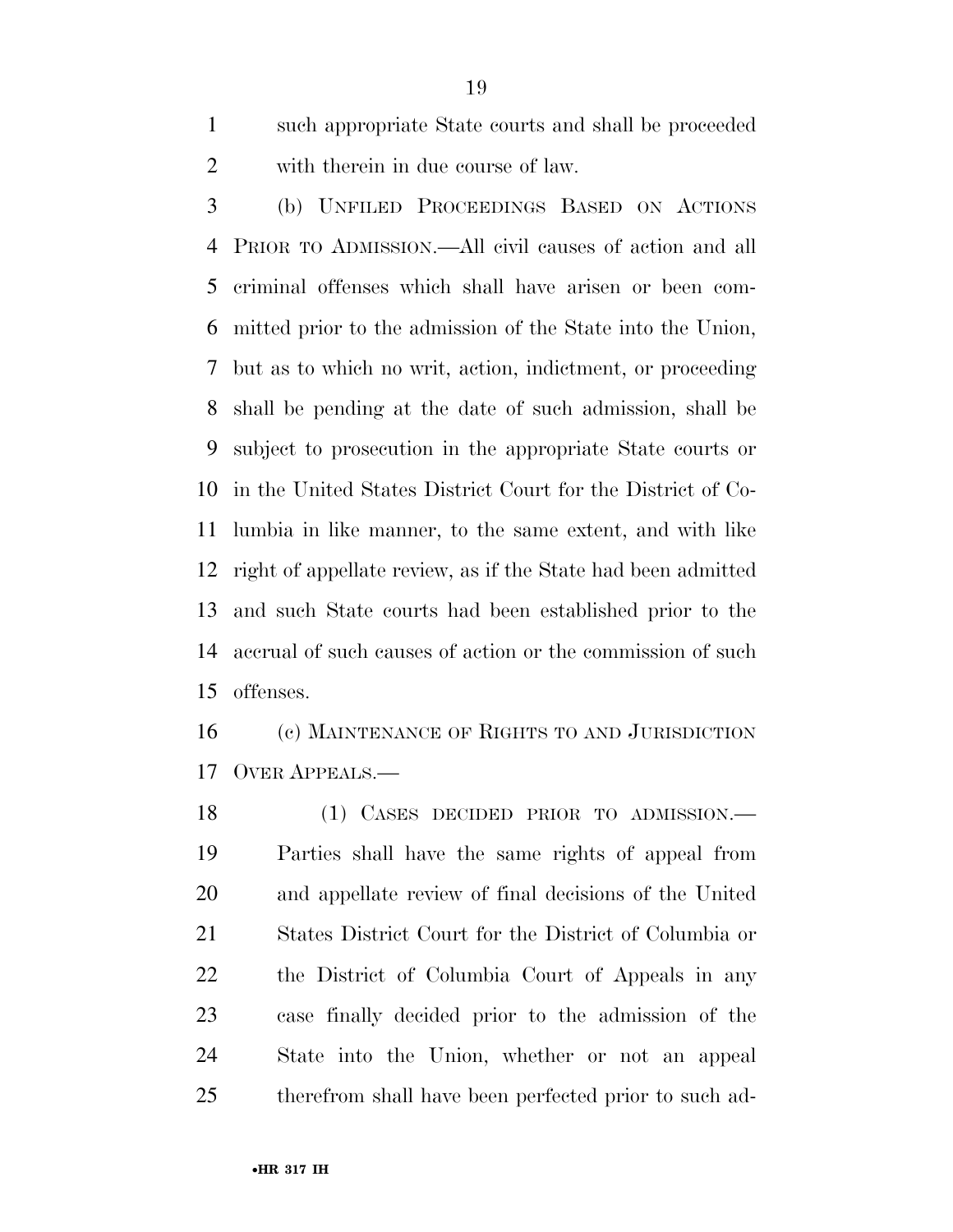such appropriate State courts and shall be proceeded with therein in due course of law.

(b) UNFILED PROCEEDINGS BASED ON ACTIONS PRIOR TO ADMISSION.—All civil causes of action and all criminal offenses which shall have arisen or been committed prior to the admission of the State into the Union, but as to which no writ, action, indictment, or proceeding shall be pending at the date of such admission, shall be subject to prosecution in the appropriate State courts or in the United States District Court for the District of Columbia in like manner, to the same extent, and with like right of appellate review, as if the State had been admitted and such State courts had been established prior to the accrual of such causes of action or the commission of such offenses.

(c) MAINTENANCE OF RIGHTS TO AND JURISDICTION OVER APPEALS.—

(1) CASES DECIDED PRIOR TO ADMISSION.—Parties shall have the same rights of appeal from and appellate review of final decisions of the United States District Court for the District of Columbia or the District of Columbia Court of Appeals in any case finally decided prior to the admission of the State into the Union, whether or not an appeal therefrom shall have been perfected prior to such ad-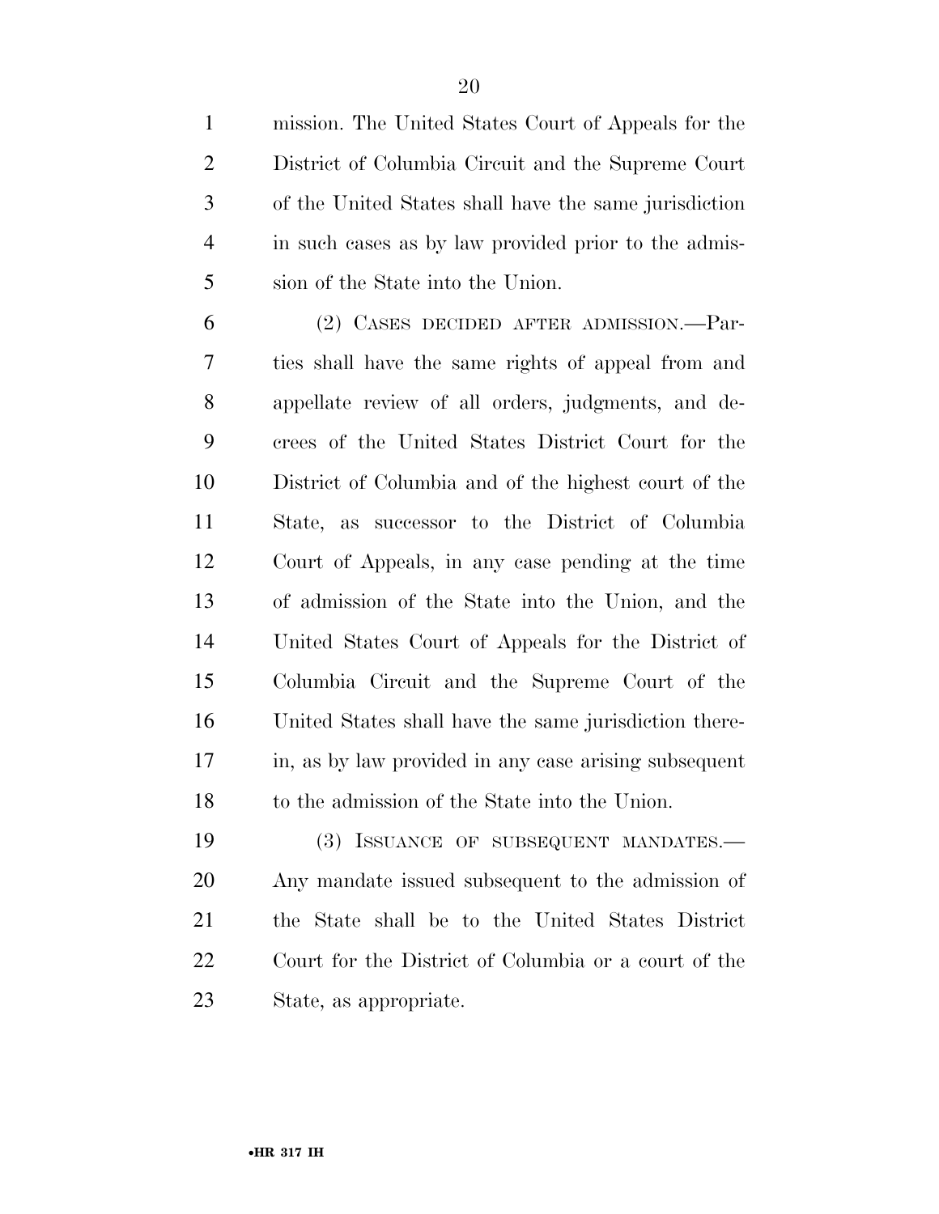mission. The United States Court of Appeals for the District of Columbia Circuit and the Supreme Court of the United States shall have the same jurisdiction in such cases as by law provided prior to the admission of the State into the Union.

(2) CASES DECIDED AFTER ADMISSION.—Parties shall have the same rights of appeal from and appellate review of all orders, judgments, and decrees of the United States District Court for the District of Columbia and of the highest court of the State, as successor to the District of Columbia Court of Appeals, in any case pending at the time of admission of the State into the Union, and the United States Court of Appeals for the District of Columbia Circuit and the Supreme Court of the United States shall have the same jurisdiction therein, as by law provided in any case arising subsequent to the admission of the State into the Union.

(3) ISSUANCE OF SUBSEQUENT MANDATES.—Any mandate issued subsequent to the admission of the State shall be to the United States District Court for the District of Columbia or a court of the State, as appropriate.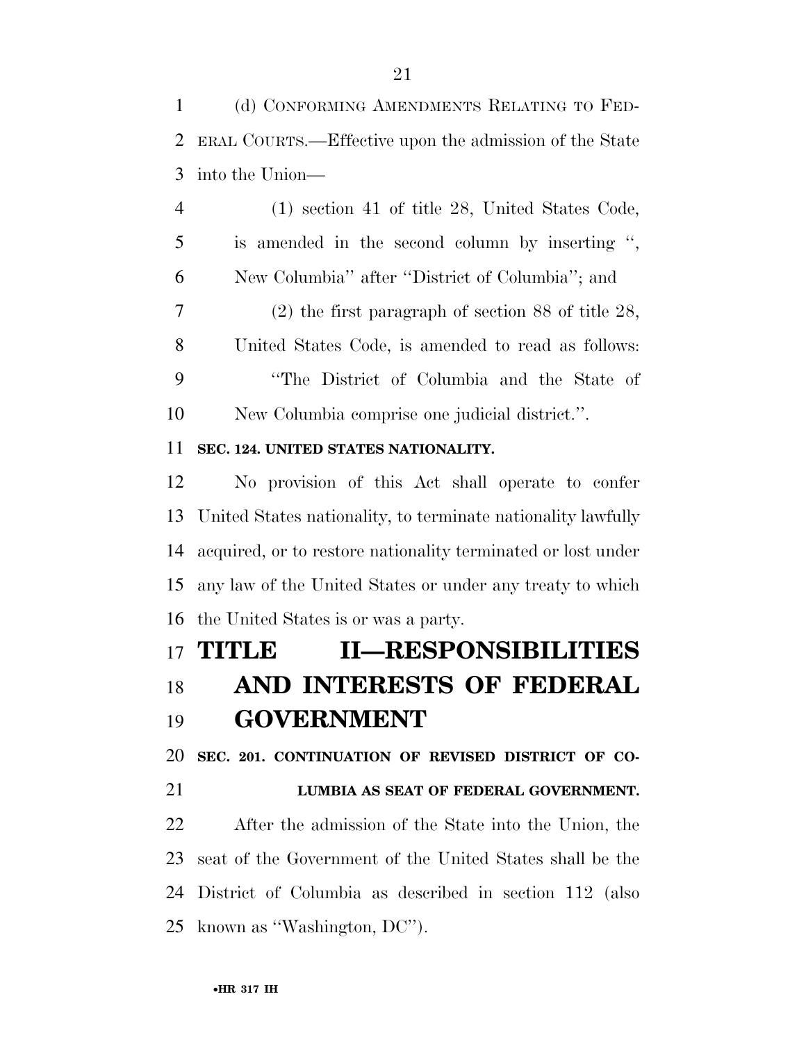(d) CONFORMING AMENDMENTS RELATING TO FEDERAL COURTS.—Effective upon the admission of the State into the Union—

(1) section 41 of title 28, United States Code, is amended in the second column by inserting '', New Columbia'' after ''District of Columbia''; and

(2) the first paragraph of section 88 of title 28, United States Code, is amended to read as follows:

''The District of Columbia and the State of New Columbia comprise one judicial district.''.

**SEC. 124. UNITED STATES NATIONALITY.**

No provision of this Act shall operate to confer United States nationality, to terminate nationality lawfully acquired, or to restore nationality terminated or lost under any law of the United States or under any treaty to which the United States is or was a party.

# TITLE II—RESPONSIBILITIES AND INTERESTS OF FEDERAL GOVERNMENT

**SEC. 201. CONTINUATION OF REVISED DISTRICT OF COLUMBIA AS SEAT OF FEDERAL GOVERNMENT.**

After the admission of the State into the Union, the seat of the Government of the United States shall be the District of Columbia as described in section 112 (also known as ''Washington, DC'').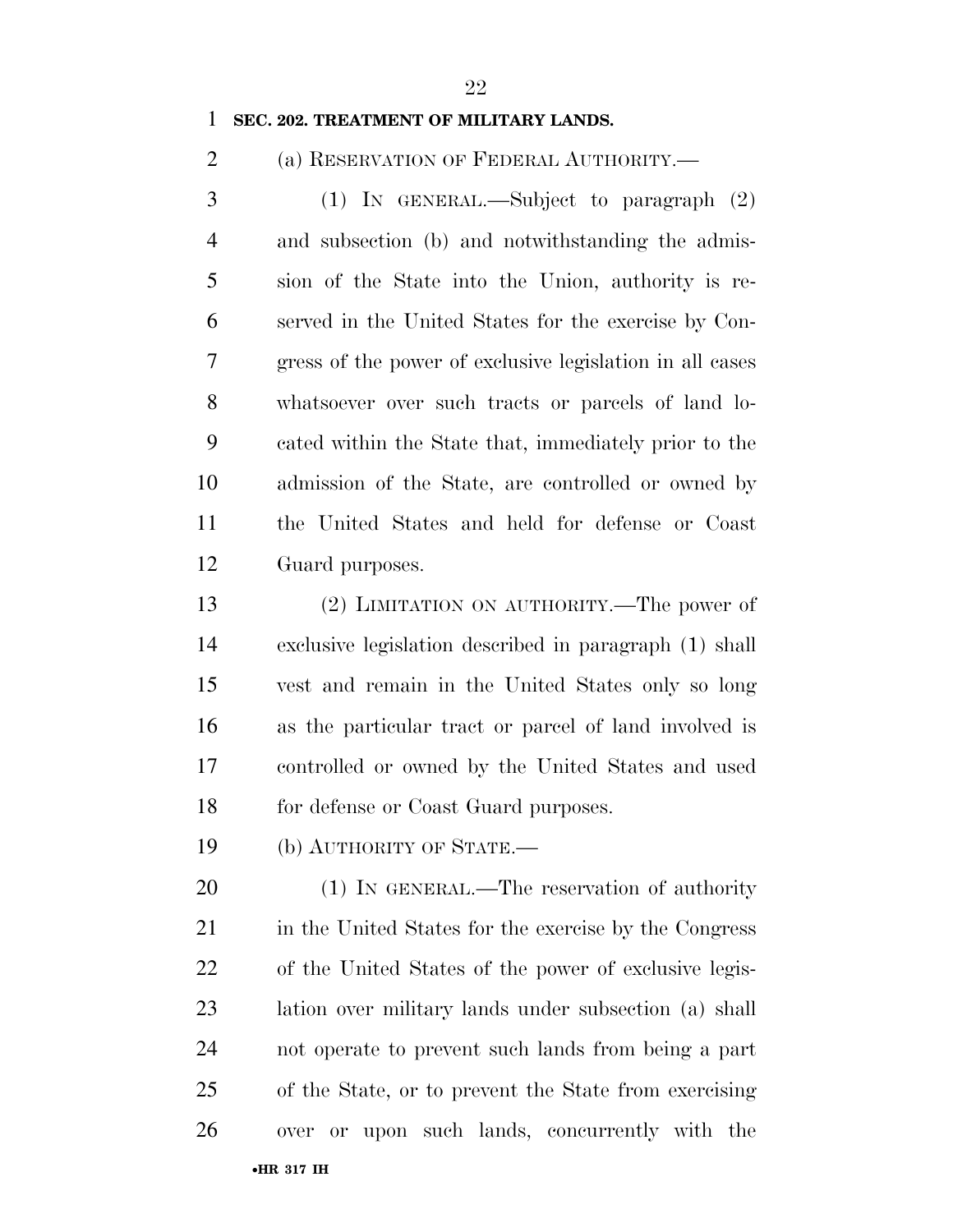**SEC. 202. TREATMENT OF MILITARY LANDS.**

(a) RESERVATION OF FEDERAL AUTHORITY.—

(1) IN GENERAL.—Subject to paragraph (2) and subsection (b) and notwithstanding the admission of the State into the Union, authority is reserved in the United States for the exercise by Congress of the power of exclusive legislation in all cases whatsoever over such tracts or parcels of land located within the State that, immediately prior to the admission of the State, are controlled or owned by the United States and held for defense or Coast Guard purposes.

(2) LIMITATION ON AUTHORITY.—The power of exclusive legislation described in paragraph (1) shall vest and remain in the United States only so long as the particular tract or parcel of land involved is controlled or owned by the United States and used for defense or Coast Guard purposes.

(b) AUTHORITY OF STATE.—

(1) IN GENERAL.—The reservation of authority in the United States for the exercise by the Congress of the United States of the power of exclusive legislation over military lands under subsection (a) shall not operate to prevent such lands from being a part of the State, or to prevent the State from exercising over or upon such lands, concurrently with the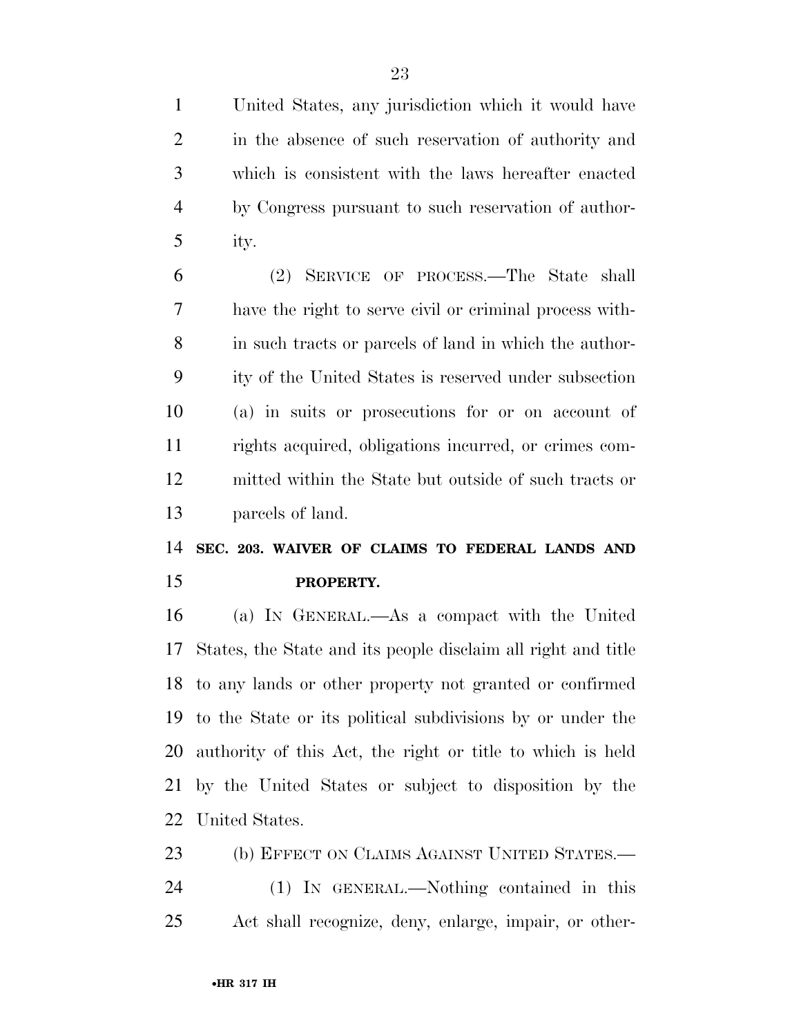United States, any jurisdiction which it would have in the absence of such reservation of authority and which is consistent with the laws hereafter enacted by Congress pursuant to such reservation of authority.

(2) SERVICE OF PROCESS.—The State shall have the right to serve civil or criminal process within such tracts or parcels of land in which the authority of the United States is reserved under subsection (a) in suits or prosecutions for or on account of rights acquired, obligations incurred, or crimes committed within the State but outside of such tracts or parcels of land.

**SEC. 203. WAIVER OF CLAIMS TO FEDERAL LANDS AND PROPERTY.**

(a) IN GENERAL.—As a compact with the United States, the State and its people disclaim all right and title to any lands or other property not granted or confirmed to the State or its political subdivisions by or under the authority of this Act, the right or title to which is held by the United States or subject to disposition by the United States.

(b) EFFECT ON CLAIMS AGAINST UNITED STATES.—

(1) IN GENERAL.—Nothing contained in this Act shall recognize, deny, enlarge, impair, or other-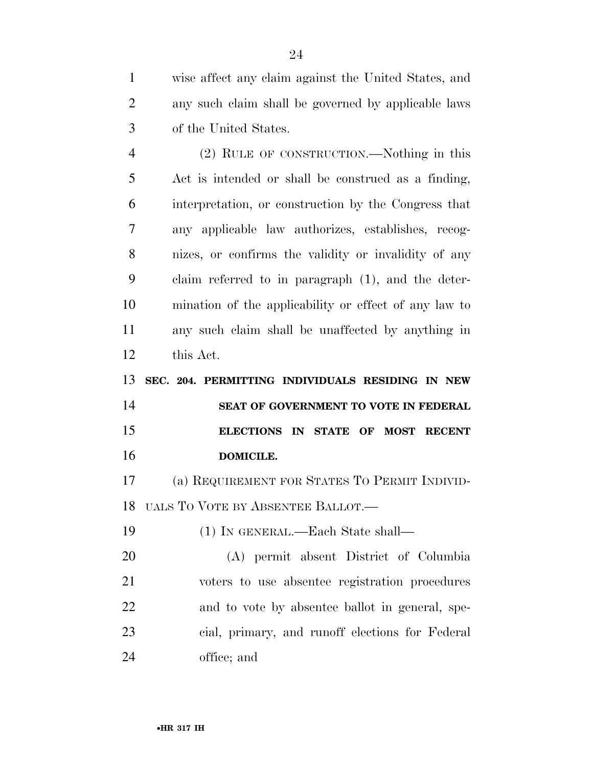wise affect any claim against the United States, and any such claim shall be governed by applicable laws of the United States.

(2) RULE OF CONSTRUCTION.—Nothing in this Act is intended or shall be construed as a finding, interpretation, or construction by the Congress that any applicable law authorizes, establishes, recognizes, or confirms the validity or invalidity of any claim referred to in paragraph (1), and the determination of the applicability or effect of any law to any such claim shall be unaffected by anything in this Act.

**SEC. 204. PERMITTING INDIVIDUALS RESIDING IN NEW SEAT OF GOVERNMENT TO VOTE IN FEDERAL ELECTIONS IN STATE OF MOST RECENT DOMICILE.**

(a) REQUIREMENT FOR STATES TO PERMIT INDIVIDUALS TO VOTE BY ABSENTEE BALLOT.—

(1) IN GENERAL.—Each State shall—

(A) permit absent District of Columbia voters to use absentee registration procedures and to vote by absentee ballot in general, special, primary, and runoff elections for Federal office; and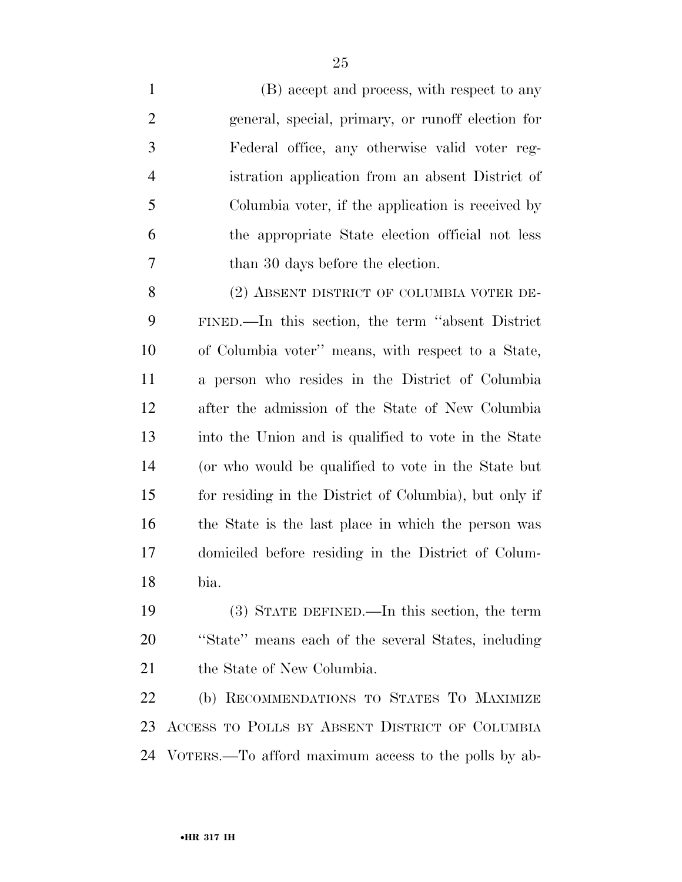(B) accept and process, with respect to any general, special, primary, or runoff election for Federal office, any otherwise valid voter registration application from an absent District of Columbia voter, if the application is received by the appropriate State election official not less than 30 days before the election.

(2) ABSENT DISTRICT OF COLUMBIA VOTER DEFINED.—In this section, the term ''absent District of Columbia voter'' means, with respect to a State, a person who resides in the District of Columbia after the admission of the State of New Columbia into the Union and is qualified to vote in the State (or who would be qualified to vote in the State but for residing in the District of Columbia), but only if the State is the last place in which the person was domiciled before residing in the District of Columbia.

(3) STATE DEFINED.—In this section, the term ''State'' means each of the several States, including the State of New Columbia.

(b) RECOMMENDATIONS TO STATES TO MAXIMIZE ACCESS TO POLLS BY ABSENT DISTRICT OF COLUMBIA VOTERS.—To afford maximum access to the polls by ab-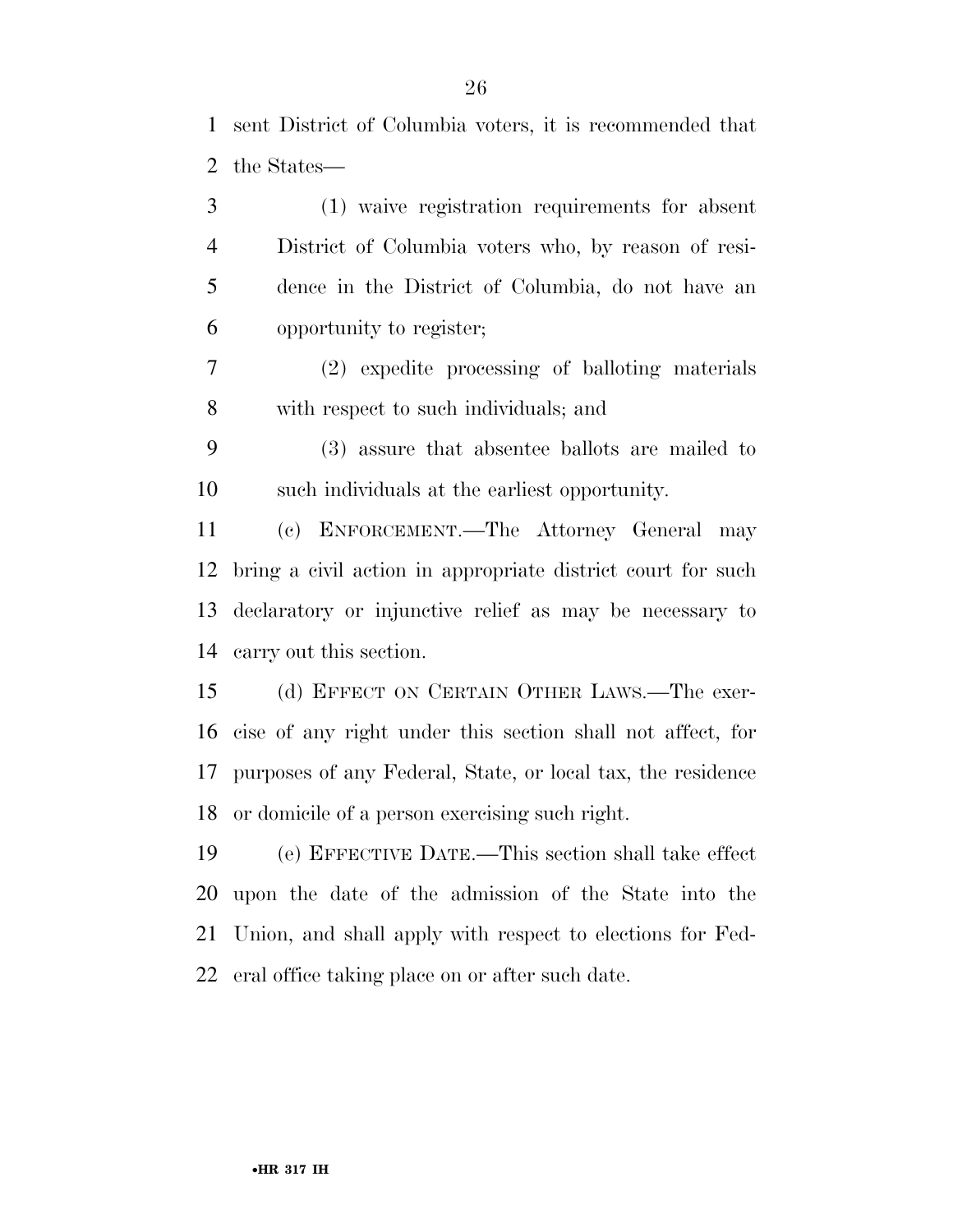sent District of Columbia voters, it is recommended that the States—

(1) waive registration requirements for absent District of Columbia voters who, by reason of residence in the District of Columbia, do not have an opportunity to register;

(2) expedite processing of balloting materials with respect to such individuals; and

(3) assure that absentee ballots are mailed to such individuals at the earliest opportunity.

(c) ENFORCEMENT.—The Attorney General may bring a civil action in appropriate district court for such declaratory or injunctive relief as may be necessary to carry out this section.

(d) EFFECT ON CERTAIN OTHER LAWS.—The exercise of any right under this section shall not affect, for purposes of any Federal, State, or local tax, the residence or domicile of a person exercising such right.

(e) EFFECTIVE DATE.—This section shall take effect upon the date of the admission of the State into the Union, and shall apply with respect to elections for Federal office taking place on or after such date.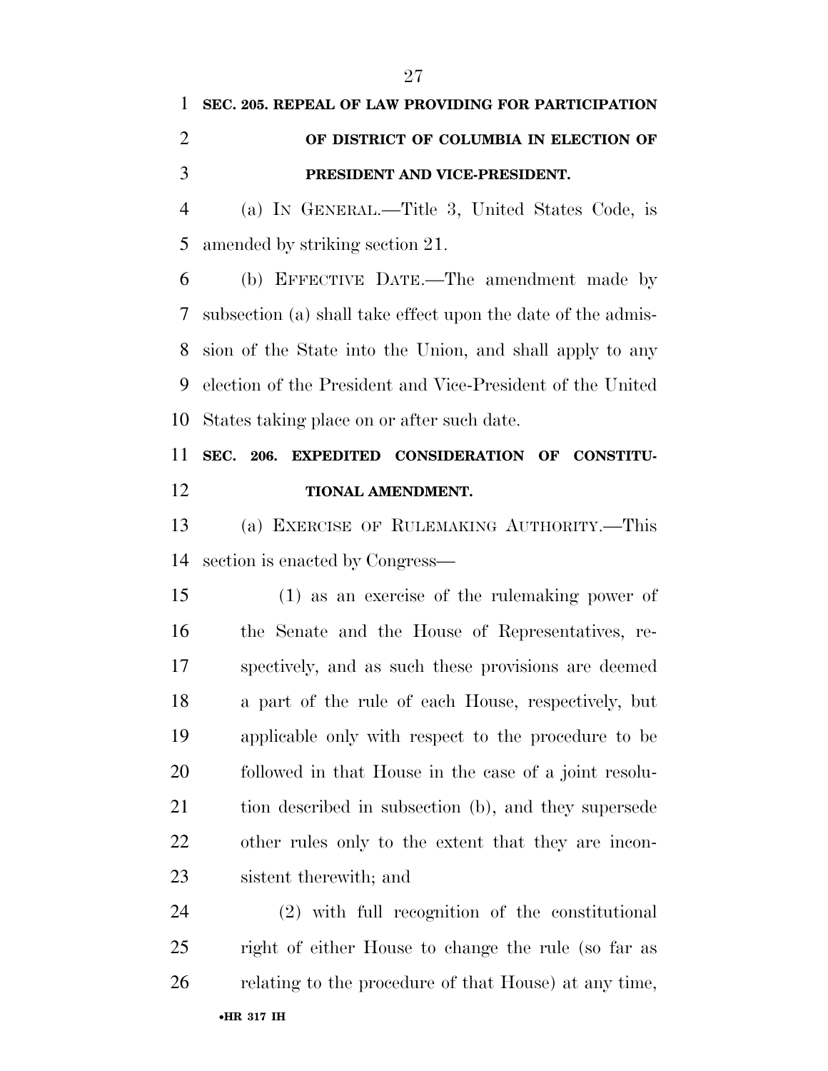**SEC. 205. REPEAL OF LAW PROVIDING FOR PARTICIPATION OF DISTRICT OF COLUMBIA IN ELECTION OF PRESIDENT AND VICE-PRESIDENT.**

(a) IN GENERAL.—Title 3, United States Code, is amended by striking section 21.

(b) EFFECTIVE DATE.—The amendment made by subsection (a) shall take effect upon the date of the admission of the State into the Union, and shall apply to any election of the President and Vice-President of the United States taking place on or after such date.

**SEC. 206. EXPEDITED CONSIDERATION OF CONSTITUTIONAL AMENDMENT.**

(a) EXERCISE OF RULEMAKING AUTHORITY.—This section is enacted by Congress—

(1) as an exercise of the rulemaking power of the Senate and the House of Representatives, respectively, and as such these provisions are deemed a part of the rule of each House, respectively, but applicable only with respect to the procedure to be followed in that House in the case of a joint resolution described in subsection (b), and they supersede other rules only to the extent that they are inconsistent therewith; and

(2) with full recognition of the constitutional right of either House to change the rule (so far as relating to the procedure of that House) at any time,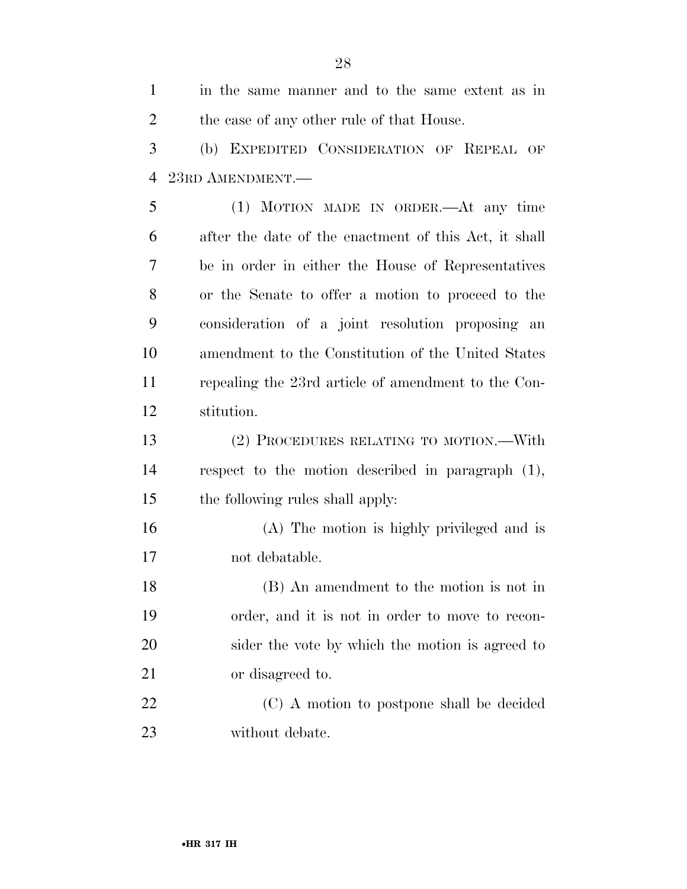in the same manner and to the same extent as in the case of any other rule of that House.

(b) EXPEDITED CONSIDERATION OF REPEAL OF 23RD AMENDMENT.—

(1) MOTION MADE IN ORDER.—At any time after the date of the enactment of this Act, it shall be in order in either the House of Representatives or the Senate to offer a motion to proceed to the consideration of a joint resolution proposing an amendment to the Constitution of the United States repealing the 23rd article of amendment to the Constitution.

(2) PROCEDURES RELATING TO MOTION.—With respect to the motion described in paragraph (1), the following rules shall apply:

(A) The motion is highly privileged and is not debatable.

(B) An amendment to the motion is not in order, and it is not in order to move to reconsider the vote by which the motion is agreed to or disagreed to.

(C) A motion to postpone shall be decided without debate.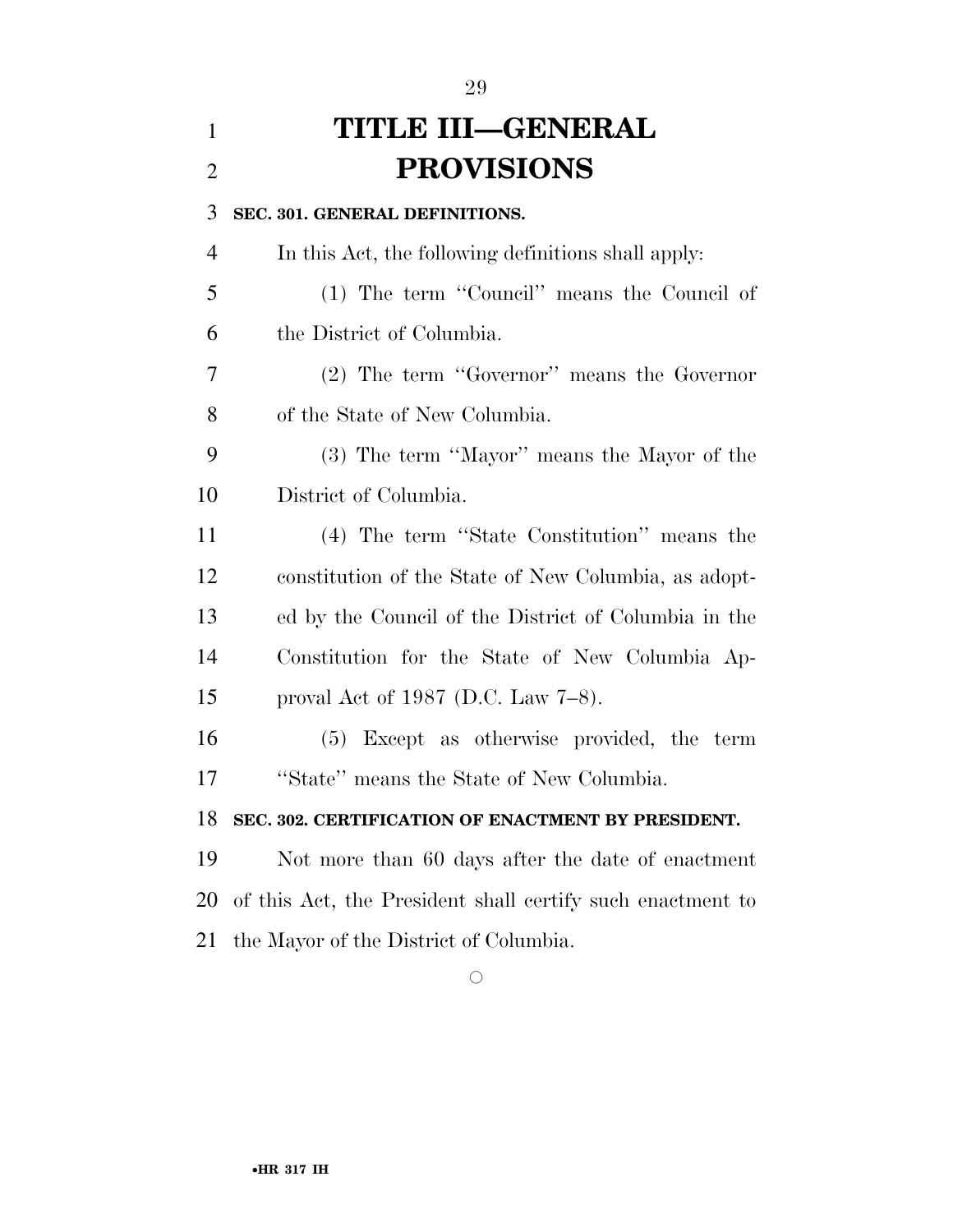# TITLE III—GENERAL PROVISIONS

**SEC. 301. GENERAL DEFINITIONS.**

In this Act, the following definitions shall apply:

(1) The term ''Council'' means the Council of the District of Columbia.

(2) The term ''Governor'' means the Governor of the State of New Columbia.

(3) The term ''Mayor'' means the Mayor of the District of Columbia.

(4) The term ''State Constitution'' means the constitution of the State of New Columbia, as adopted by the Council of the District of Columbia in the Constitution for the State of New Columbia Approval Act of 1987 (D.C. Law 7–8).

(5) Except as otherwise provided, the term ''State'' means the State of New Columbia.

**SEC. 302. CERTIFICATION OF ENACTMENT BY PRESIDENT.**

Not more than 60 days after the date of enactment of this Act, the President shall certify such enactment to the Mayor of the District of Columbia.

○